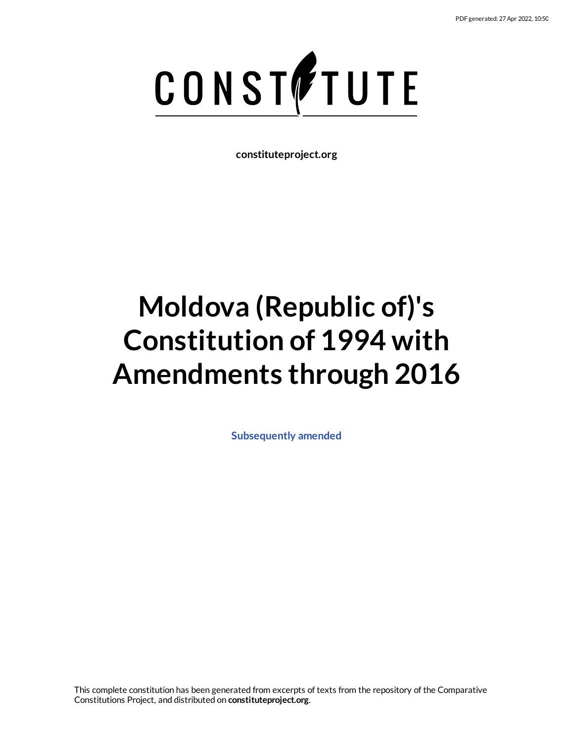CONSTITUTE

**constituteproject.org**

# Moldova (Republic of)'s Constitution of 1994 with Amendments through 2016

**Subsequently amended**

This complete constitution has been generated from excerpts of texts from the repository of the Comparative Constitutions Project, and distributed on **constituteproject.org**.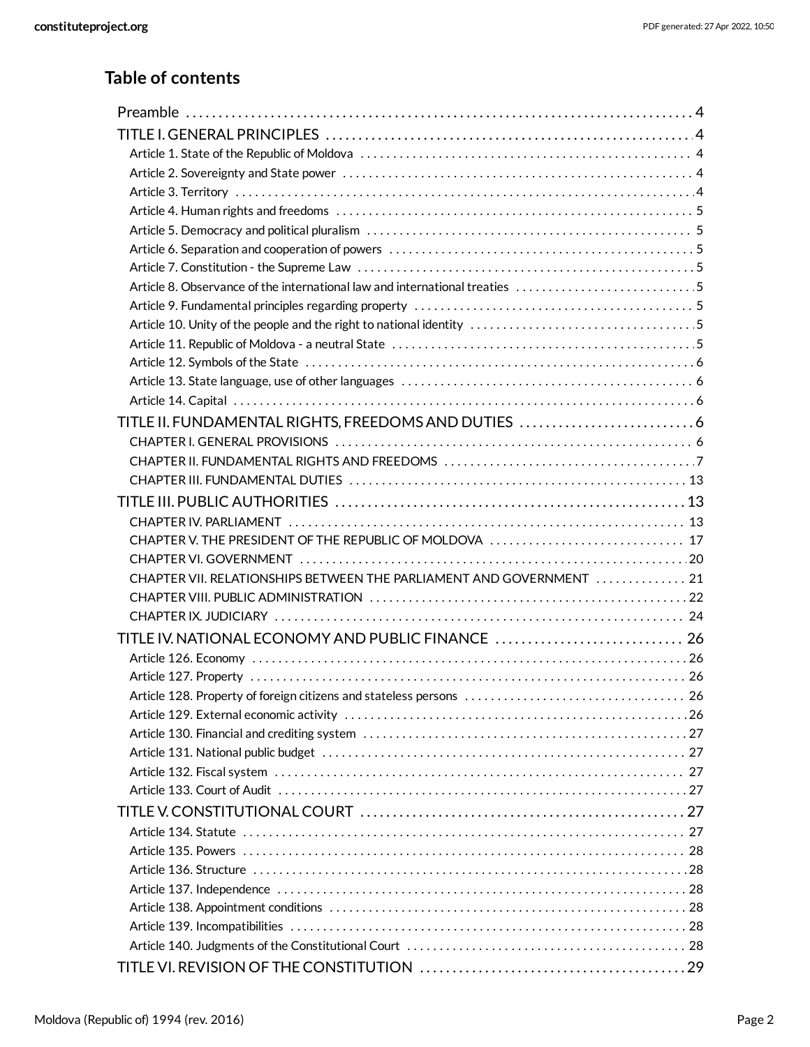## Table of contents

- Preamble . . . . . . . . . . 4
- TITLE I. GENERAL PRINCIPLES . . . . . . . . . . 4
  - Article 1. State of the Republic of Moldova . . . . . . . . . . 4
  - Article 2. Sovereignty and State power . . . . . . . . . . 4
  - Article 3. Territory . . . . . . . . . . 4
  - Article 4. Human rights and freedoms . . . . . . . . . . 5
  - Article 5. Democracy and political pluralism . . . . . . . . . . 5
  - Article 6. Separation and cooperation of powers . . . . . . . . . . 5
  - Article 7. Constitution - the Supreme Law . . . . . . . . . . 5
  - Article 8. Observance of the international law and international treaties . . . . . . . . . . 5
  - Article 9. Fundamental principles regarding property . . . . . . . . . . 5
  - Article 10. Unity of the people and the right to national identity . . . . . . . . . . 5
  - Article 11. Republic of Moldova - a neutral State . . . . . . . . . . 5
  - Article 12. Symbols of the State . . . . . . . . . . 6
  - Article 13. State language, use of other languages . . . . . . . . . . 6
  - Article 14. Capital . . . . . . . . . . 6
- TITLE II. FUNDAMENTAL RIGHTS, FREEDOMS AND DUTIES . . . . . . . . . . 6
  - CHAPTER I. GENERAL PROVISIONS . . . . . . . . . . 6
  - CHAPTER II. FUNDAMENTAL RIGHTS AND FREEDOMS . . . . . . . . . . 7
  - CHAPTER III. FUNDAMENTAL DUTIES . . . . . . . . . . 13
- TITLE III. PUBLIC AUTHORITIES . . . . . . . . . . 13
  - CHAPTER IV. PARLIAMENT . . . . . . . . . . 13
  - CHAPTER V. THE PRESIDENT OF THE REPUBLIC OF MOLDOVA . . . . . . . . . . 17
  - CHAPTER VI. GOVERNMENT . . . . . . . . . . 20
  - CHAPTER VII. RELATIONSHIPS BETWEEN THE PARLIAMENT AND GOVERNMENT . . . . . . . . . . 21
  - CHAPTER VIII. PUBLIC ADMINISTRATION . . . . . . . . . . 22
  - CHAPTER IX. JUDICIARY . . . . . . . . . . 24
- TITLE IV. NATIONAL ECONOMY AND PUBLIC FINANCE . . . . . . . . . . 26
  - Article 126. Economy . . . . . . . . . . 26
  - Article 127. Property . . . . . . . . . . 26
  - Article 128. Property of foreign citizens and stateless persons . . . . . . . . . . 26
  - Article 129. External economic activity . . . . . . . . . . 26
  - Article 130. Financial and crediting system . . . . . . . . . . 27
  - Article 131. National public budget . . . . . . . . . . 27
  - Article 132. Fiscal system . . . . . . . . . . 27
  - Article 133. Court of Audit . . . . . . . . . . 27
- TITLE V. CONSTITUTIONAL COURT . . . . . . . . . . 27
  - Article 134. Statute . . . . . . . . . . 27
  - Article 135. Powers . . . . . . . . . . 28
  - Article 136. Structure . . . . . . . . . . 28
  - Article 137. Independence . . . . . . . . . . 28
  - Article 138. Appointment conditions . . . . . . . . . . 28
  - Article 139. Incompatibilities . . . . . . . . . . 28
  - Article 140. Judgments of the Constitutional Court . . . . . . . . . . 28
- TITLE VI. REVISION OF THE CONSTITUTION . . . . . . . . . . 29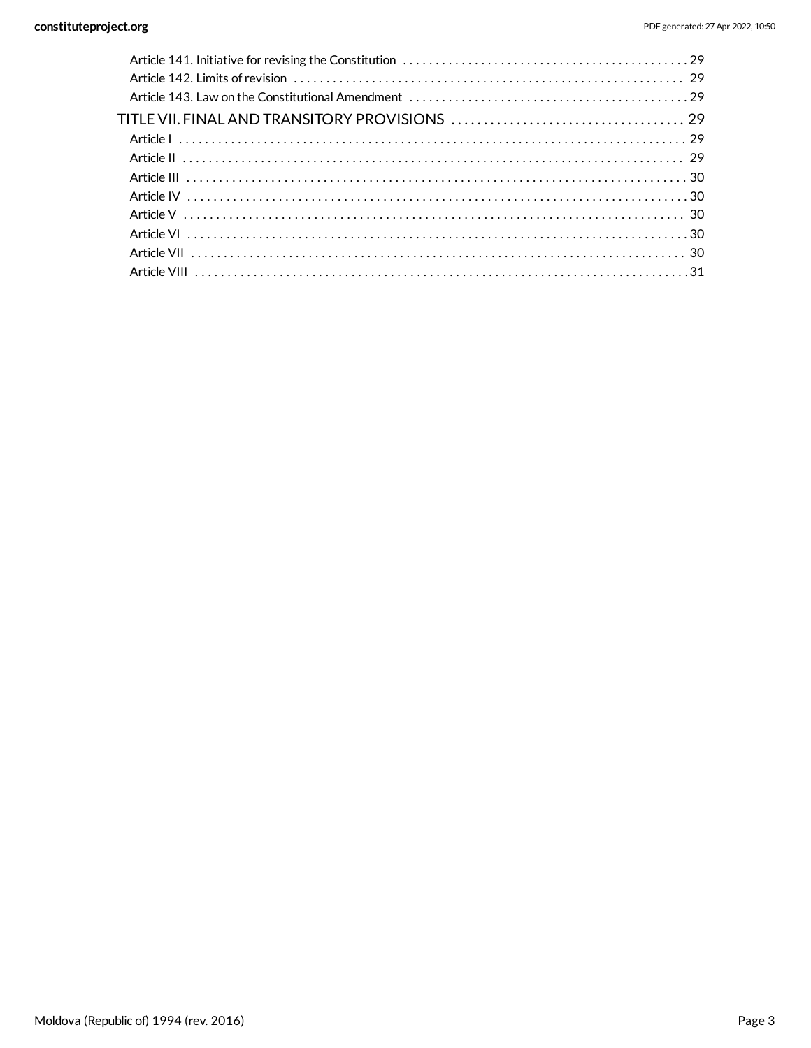Article 141. Initiative for revising the Constitution . . . . . . . . . . . . . . . . . . . . . . . . . . . . . . . . . . . . . . . . . . . 29
Article 142. Limits of revision . . . . . . . . . . . . . . . . . . . . . . . . . . . . . . . . . . . . . . . . . . . . . . . . . . . . . . . . . . . . . 29
Article 143. Law on the Constitutional Amendment . . . . . . . . . . . . . . . . . . . . . . . . . . . . . . . . . . . . . . . . . . . 29

TITLE VII. FINAL AND TRANSITORY PROVISIONS . . . . . . . . . . . . . . . . . . . . . . . . . . . . . . . . . . . 29

Article I . . . . . . . . . . . . . . . . . . . . . . . . . . . . . . . . . . . . . . . . . . . . . . . . . . . . . . . . . . . . . . . . . . . . . . . . . 29
Article II . . . . . . . . . . . . . . . . . . . . . . . . . . . . . . . . . . . . . . . . . . . . . . . . . . . . . . . . . . . . . . . . . . . . . . . . 29
Article III . . . . . . . . . . . . . . . . . . . . . . . . . . . . . . . . . . . . . . . . . . . . . . . . . . . . . . . . . . . . . . . . . . . . . . . 30
Article IV . . . . . . . . . . . . . . . . . . . . . . . . . . . . . . . . . . . . . . . . . . . . . . . . . . . . . . . . . . . . . . . . . . . . . . . 30
Article V . . . . . . . . . . . . . . . . . . . . . . . . . . . . . . . . . . . . . . . . . . . . . . . . . . . . . . . . . . . . . . . . . . . . . . . . 30
Article VI . . . . . . . . . . . . . . . . . . . . . . . . . . . . . . . . . . . . . . . . . . . . . . . . . . . . . . . . . . . . . . . . . . . . . . . 30
Article VII . . . . . . . . . . . . . . . . . . . . . . . . . . . . . . . . . . . . . . . . . . . . . . . . . . . . . . . . . . . . . . . . . . . . . . 30
Article VIII . . . . . . . . . . . . . . . . . . . . . . . . . . . . . . . . . . . . . . . . . . . . . . . . . . . . . . . . . . . . . . . . . . . . . 31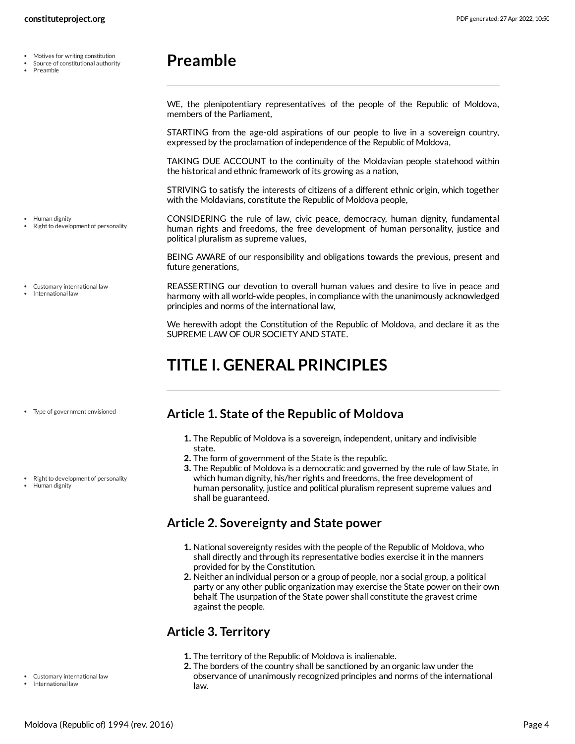## Preamble

WE, the plenipotentiary representatives of the people of the Republic of Moldova, members of the Parliament,

STARTING from the age-old aspirations of our people to live in a sovereign country, expressed by the proclamation of independence of the Republic of Moldova,

TAKING DUE ACCOUNT to the continuity of the Moldavian people statehood within the historical and ethnic framework of its growing as a nation,

STRIVING to satisfy the interests of citizens of a different ethnic origin, which together with the Moldavians, constitute the Republic of Moldova people,

CONSIDERING the rule of law, civic peace, democracy, human dignity, fundamental human rights and freedoms, the free development of human personality, justice and political pluralism as supreme values,

BEING AWARE of our responsibility and obligations towards the previous, present and future generations,

REASSERTING our devotion to overall human values and desire to live in peace and harmony with all world-wide peoples, in compliance with the unanimously acknowledged principles and norms of the international law,

We herewith adopt the Constitution of the Republic of Moldova, and declare it as the SUPREME LAW OF OUR SOCIETY AND STATE.

# TITLE I. GENERAL PRINCIPLES

### Article 1. State of the Republic of Moldova

1. The Republic of Moldova is a sovereign, independent, unitary and indivisible state.
2. The form of government of the State is the republic.
3. The Republic of Moldova is a democratic and governed by the rule of law State, in which human dignity, his/her rights and freedoms, the free development of human personality, justice and political pluralism represent supreme values and shall be guaranteed.

### Article 2. Sovereignty and State power

1. National sovereignty resides with the people of the Republic of Moldova, who shall directly and through its representative bodies exercise it in the manners provided for by the Constitution.
2. Neither an individual person or a group of people, nor a social group, a political party or any other public organization may exercise the State power on their own behalf. The usurpation of the State power shall constitute the gravest crime against the people.

### Article 3. Territory

1. The territory of the Republic of Moldova is inalienable.
2. The borders of the country shall be sanctioned by an organic law under the observance of unanimously recognized principles and norms of the international law.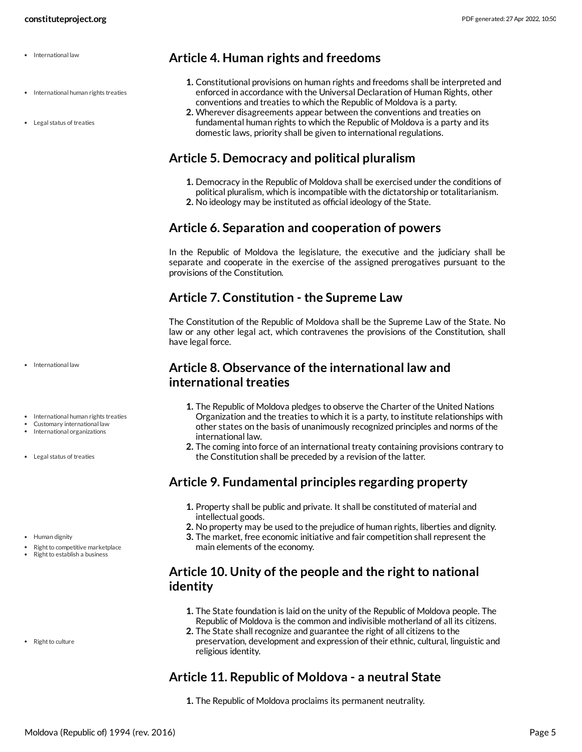## Article 4. Human rights and freedoms

1. Constitutional provisions on human rights and freedoms shall be interpreted and enforced in accordance with the Universal Declaration of Human Rights, other conventions and treaties to which the Republic of Moldova is a party.
2. Wherever disagreements appear between the conventions and treaties on fundamental human rights to which the Republic of Moldova is a party and its domestic laws, priority shall be given to international regulations.

## Article 5. Democracy and political pluralism

1. Democracy in the Republic of Moldova shall be exercised under the conditions of political pluralism, which is incompatible with the dictatorship or totalitarianism.
2. No ideology may be instituted as official ideology of the State.

## Article 6. Separation and cooperation of powers

In the Republic of Moldova the legislature, the executive and the judiciary shall be separate and cooperate in the exercise of the assigned prerogatives pursuant to the provisions of the Constitution.

## Article 7. Constitution - the Supreme Law

The Constitution of the Republic of Moldova shall be the Supreme Law of the State. No law or any other legal act, which contravenes the provisions of the Constitution, shall have legal force.

## Article 8. Observance of the international law and international treaties

1. The Republic of Moldova pledges to observe the Charter of the United Nations Organization and the treaties to which it is a party, to institute relationships with other states on the basis of unanimously recognized principles and norms of the international law.
2. The coming into force of an international treaty containing provisions contrary to the Constitution shall be preceded by a revision of the latter.

## Article 9. Fundamental principles regarding property

1. Property shall be public and private. It shall be constituted of material and intellectual goods.
2. No property may be used to the prejudice of human rights, liberties and dignity.
3. The market, free economic initiative and fair competition shall represent the main elements of the economy.

## Article 10. Unity of the people and the right to national identity

1. The State foundation is laid on the unity of the Republic of Moldova people. The Republic of Moldova is the common and indivisible motherland of all its citizens.
2. The State shall recognize and guarantee the right of all citizens to the preservation, development and expression of their ethnic, cultural, linguistic and religious identity.

## Article 11. Republic of Moldova - a neutral State

1. The Republic of Moldova proclaims its permanent neutrality.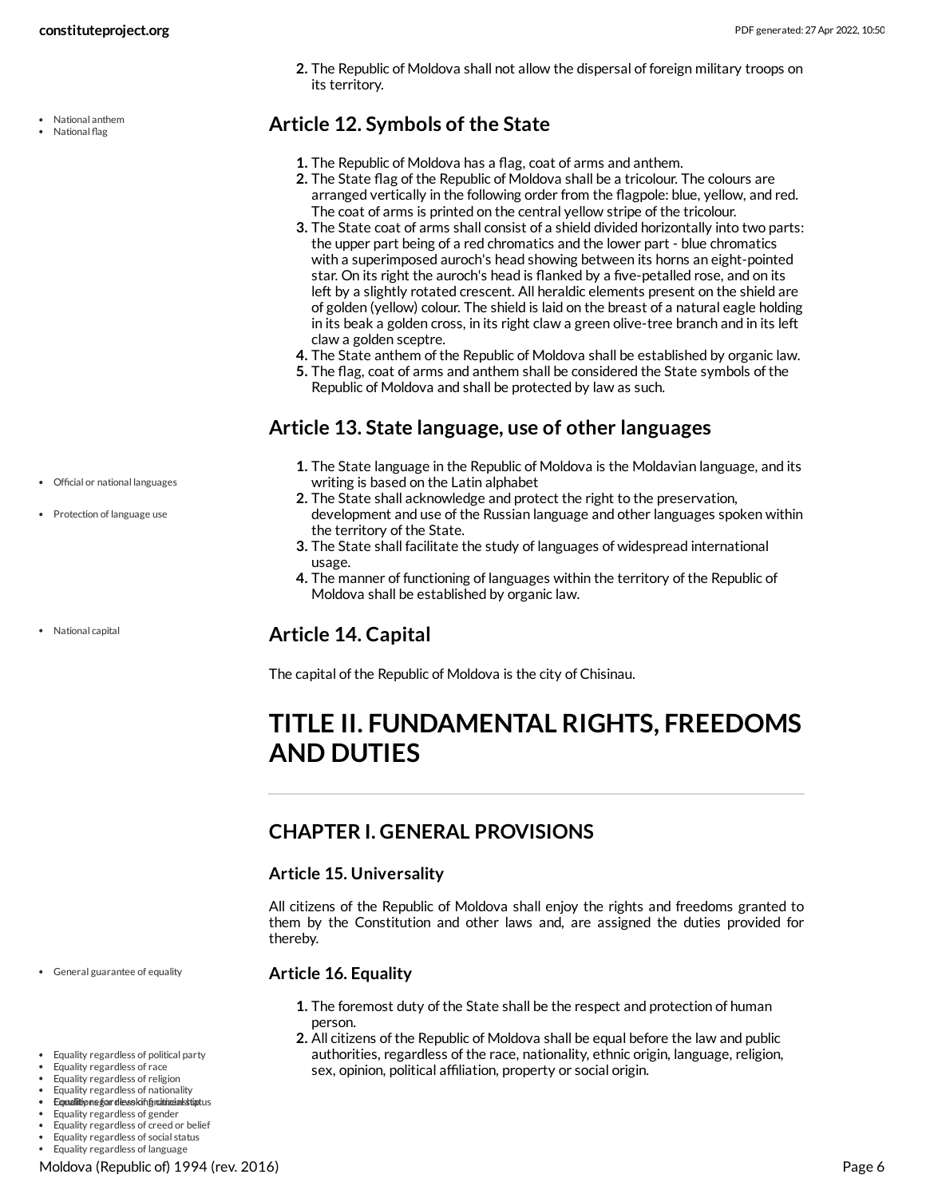2. The Republic of Moldova shall not allow the dispersal of foreign military troops on its territory.

- National anthem
- National flag

## Article 12. Symbols of the State

1. The Republic of Moldova has a flag, coat of arms and anthem.
2. The State flag of the Republic of Moldova shall be a tricolour. The colours are arranged vertically in the following order from the flagpole: blue, yellow, and red. The coat of arms is printed on the central yellow stripe of the tricolour.
3. The State coat of arms shall consist of a shield divided horizontally into two parts: the upper part being of a red chromatics and the lower part - blue chromatics with a superimposed auroch's head showing between its horns an eight-pointed star. On its right the auroch's head is flanked by a five-petalled rose, and on its left by a slightly rotated crescent. All heraldic elements present on the shield are of golden (yellow) colour. The shield is laid on the breast of a natural eagle holding in its beak a golden cross, in its right claw a green olive-tree branch and in its left claw a golden sceptre.
4. The State anthem of the Republic of Moldova shall be established by organic law.
5. The flag, coat of arms and anthem shall be considered the State symbols of the Republic of Moldova and shall be protected by law as such.

## Article 13. State language, use of other languages

- Official or national languages
- Protection of language use

1. The State language in the Republic of Moldova is the Moldavian language, and its writing is based on the Latin alphabet
2. The State shall acknowledge and protect the right to the preservation, development and use of the Russian language and other languages spoken within the territory of the State.
3. The State shall facilitate the study of languages of widespread international usage.
4. The manner of functioning of languages within the territory of the Republic of Moldova shall be established by organic law.

- National capital

## Article 14. Capital

The capital of the Republic of Moldova is the city of Chisinau.

# TITLE II. FUNDAMENTAL RIGHTS, FREEDOMS AND DUTIES

## CHAPTER I. GENERAL PROVISIONS

### Article 15. Universality

All citizens of the Republic of Moldova shall enjoy the rights and freedoms granted to them by the Constitution and other laws and, are assigned the duties provided for thereby.

- General guarantee of equality

### Article 16. Equality

1. The foremost duty of the State shall be the respect and protection of human person.
2. All citizens of the Republic of Moldova shall be equal before the law and public authorities, regardless of the race, nationality, ethnic origin, language, religion, sex, opinion, political affiliation, property or social origin.

- Equality regardless of political party
- Equality regardless of race
- Equality regardless of religion
- Equality regardless of nationality
- Equality regardless of financial status
- Conditions for revoking citizenship
- Equality regardless of gender
- Equality regardless of creed or belief
- Equality regardless of social status
- Equality regardless of language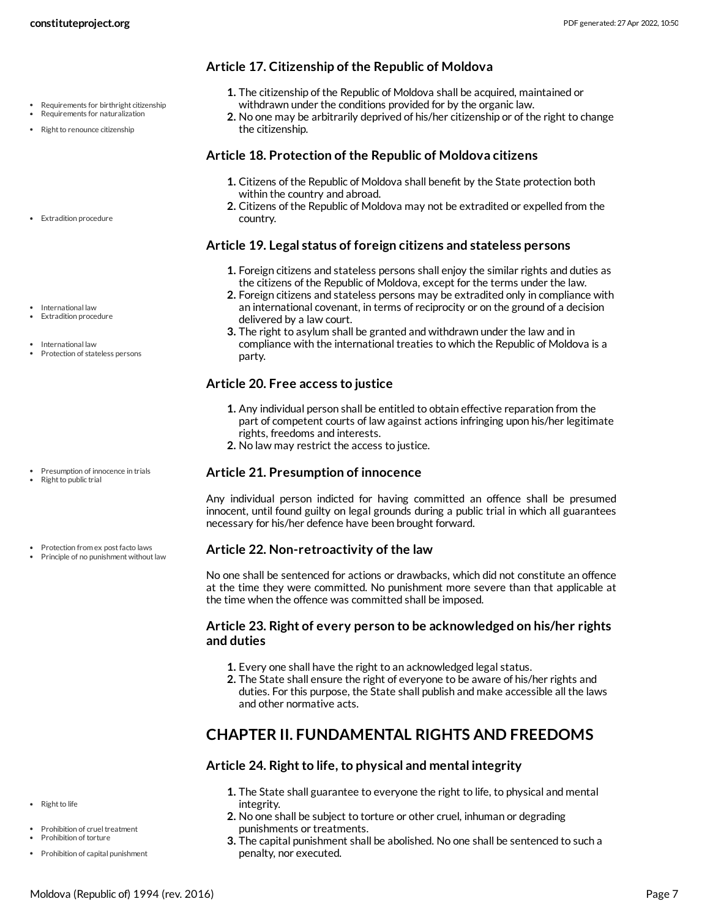### Article 17. Citizenship of the Republic of Moldova

- Requirements for birthright citizenship
- Requirements for naturalization
- Right to renounce citizenship

1. The citizenship of the Republic of Moldova shall be acquired, maintained or withdrawn under the conditions provided for by the organic law.
2. No one may be arbitrarily deprived of his/her citizenship or of the right to change the citizenship.

### Article 18. Protection of the Republic of Moldova citizens

- Extradition procedure

1. Citizens of the Republic of Moldova shall benefit by the State protection both within the country and abroad.
2. Citizens of the Republic of Moldova may not be extradited or expelled from the country.

### Article 19. Legal status of foreign citizens and stateless persons

- International law
- Extradition procedure
- International law
- Protection of stateless persons

1. Foreign citizens and stateless persons shall enjoy the similar rights and duties as the citizens of the Republic of Moldova, except for the terms under the law.
2. Foreign citizens and stateless persons may be extradited only in compliance with an international covenant, in terms of reciprocity or on the ground of a decision delivered by a law court.
3. The right to asylum shall be granted and withdrawn under the law and in compliance with the international treaties to which the Republic of Moldova is a party.

### Article 20. Free access to justice

1. Any individual person shall be entitled to obtain effective reparation from the part of competent courts of law against actions infringing upon his/her legitimate rights, freedoms and interests.
2. No law may restrict the access to justice.

### Article 21. Presumption of innocence

- Presumption of innocence in trials
- Right to public trial

Any individual person indicted for having committed an offence shall be presumed innocent, until found guilty on legal grounds during a public trial in which all guarantees necessary for his/her defence have been brought forward.

### Article 22. Non-retroactivity of the law

- Protection from ex post facto laws
- Principle of no punishment without law

No one shall be sentenced for actions or drawbacks, which did not constitute an offence at the time they were committed. No punishment more severe than that applicable at the time when the offence was committed shall be imposed.

### Article 23. Right of every person to be acknowledged on his/her rights and duties

1. Every one shall have the right to an acknowledged legal status.
2. The State shall ensure the right of everyone to be aware of his/her rights and duties. For this purpose, the State shall publish and make accessible all the laws and other normative acts.

## CHAPTER II. FUNDAMENTAL RIGHTS AND FREEDOMS

### Article 24. Right to life, to physical and mental integrity

- Right to life
- Prohibition of cruel treatment
- Prohibition of torture
- Prohibition of capital punishment

1. The State shall guarantee to everyone the right to life, to physical and mental integrity.
2. No one shall be subject to torture or other cruel, inhuman or degrading punishments or treatments.
3. The capital punishment shall be abolished. No one shall be sentenced to such a penalty, nor executed.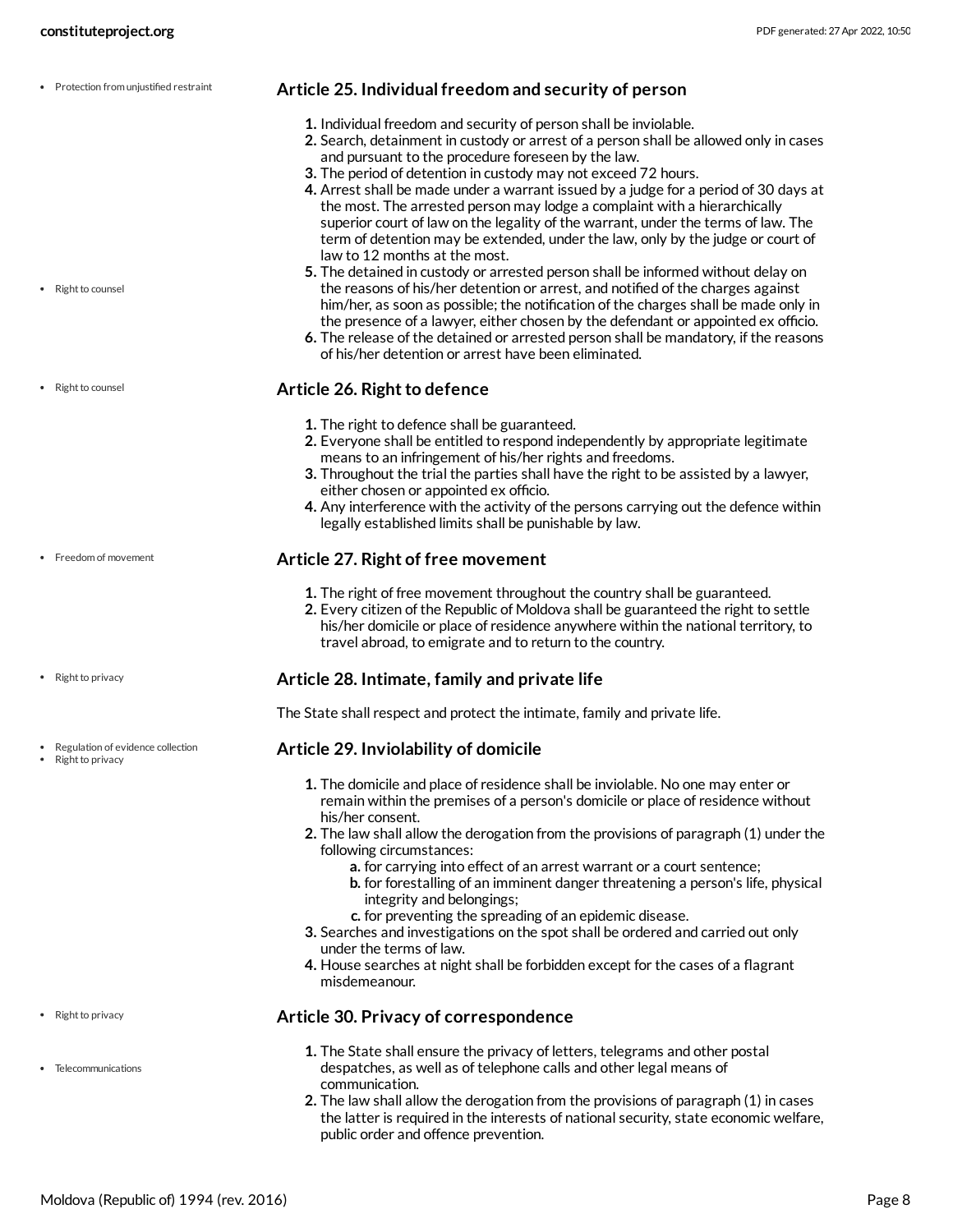- Protection from unjustified restraint

### Article 25. Individual freedom and security of person

1. Individual freedom and security of person shall be inviolable.
2. Search, detainment in custody or arrest of a person shall be allowed only in cases and pursuant to the procedure foreseen by the law.
3. The period of detention in custody may not exceed 72 hours.
4. Arrest shall be made under a warrant issued by a judge for a period of 30 days at the most. The arrested person may lodge a complaint with a hierarchically superior court of law on the legality of the warrant, under the terms of law. The term of detention may be extended, under the law, only by the judge or court of law to 12 months at the most.
5. The detained in custody or arrested person shall be informed without delay on the reasons of his/her detention or arrest, and notified of the charges against him/her, as soon as possible; the notification of the charges shall be made only in the presence of a lawyer, either chosen by the defendant or appointed ex officio.
6. The release of the detained or arrested person shall be mandatory, if the reasons of his/her detention or arrest have been eliminated.

- Right to counsel

- Right to counsel

### Article 26. Right to defence

1. The right to defence shall be guaranteed.
2. Everyone shall be entitled to respond independently by appropriate legitimate means to an infringement of his/her rights and freedoms.
3. Throughout the trial the parties shall have the right to be assisted by a lawyer, either chosen or appointed ex officio.
4. Any interference with the activity of the persons carrying out the defence within legally established limits shall be punishable by law.

- Freedom of movement

### Article 27. Right of free movement

1. The right of free movement throughout the country shall be guaranteed.
2. Every citizen of the Republic of Moldova shall be guaranteed the right to settle his/her domicile or place of residence anywhere within the national territory, to travel abroad, to emigrate and to return to the country.

- Right to privacy

### Article 28. Intimate, family and private life

The State shall respect and protect the intimate, family and private life.

- Regulation of evidence collection
- Right to privacy

### Article 29. Inviolability of domicile

1. The domicile and place of residence shall be inviolable. No one may enter or remain within the premises of a person's domicile or place of residence without his/her consent.
2. The law shall allow the derogation from the provisions of paragraph (1) under the following circumstances:
   a. for carrying into effect of an arrest warrant or a court sentence;
   b. for forestalling of an imminent danger threatening a person's life, physical integrity and belongings;
   c. for preventing the spreading of an epidemic disease.
3. Searches and investigations on the spot shall be ordered and carried out only under the terms of law.
4. House searches at night shall be forbidden except for the cases of a flagrant misdemeanour.

- Right to privacy

### Article 30. Privacy of correspondence

- Telecommunications

1. The State shall ensure the privacy of letters, telegrams and other postal despatches, as well as of telephone calls and other legal means of communication.
2. The law shall allow the derogation from the provisions of paragraph (1) in cases the latter is required in the interests of national security, state economic welfare, public order and offence prevention.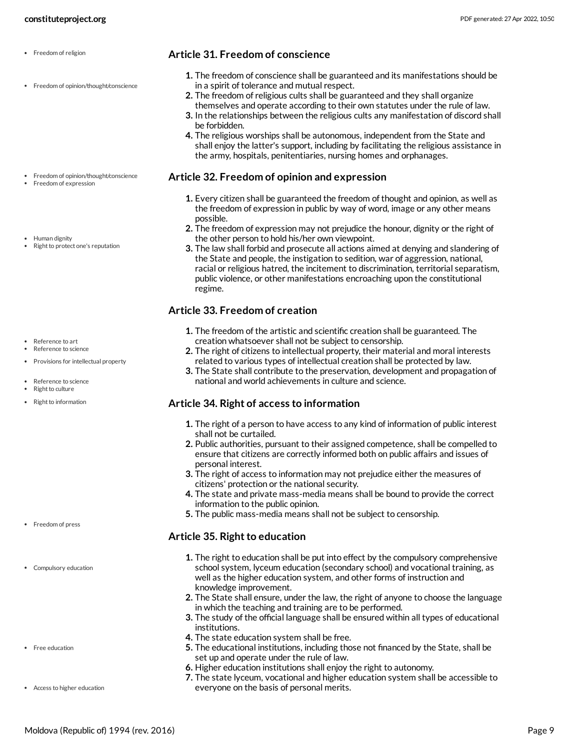## Article 31. Freedom of conscience

1. The freedom of conscience shall be guaranteed and its manifestations should be in a spirit of tolerance and mutual respect.
2. The freedom of religious cults shall be guaranteed and they shall organize themselves and operate according to their own statutes under the rule of law.
3. In the relationships between the religious cults any manifestation of discord shall be forbidden.
4. The religious worships shall be autonomous, independent from the State and shall enjoy the latter's support, including by facilitating the religious assistance in the army, hospitals, penitentiaries, nursing homes and orphanages.

## Article 32. Freedom of opinion and expression

1. Every citizen shall be guaranteed the freedom of thought and opinion, as well as the freedom of expression in public by way of word, image or any other means possible.
2. The freedom of expression may not prejudice the honour, dignity or the right of the other person to hold his/her own viewpoint.
3. The law shall forbid and prosecute all actions aimed at denying and slandering of the State and people, the instigation to sedition, war of aggression, national, racial or religious hatred, the incitement to discrimination, territorial separatism, public violence, or other manifestations encroaching upon the constitutional regime.

## Article 33. Freedom of creation

1. The freedom of the artistic and scientific creation shall be guaranteed. The creation whatsoever shall not be subject to censorship.
2. The right of citizens to intellectual property, their material and moral interests related to various types of intellectual creation shall be protected by law.
3. The State shall contribute to the preservation, development and propagation of national and world achievements in culture and science.

## Article 34. Right of access to information

1. The right of a person to have access to any kind of information of public interest shall not be curtailed.
2. Public authorities, pursuant to their assigned competence, shall be compelled to ensure that citizens are correctly informed both on public affairs and issues of personal interest.
3. The right of access to information may not prejudice either the measures of citizens' protection or the national security.
4. The state and private mass-media means shall be bound to provide the correct information to the public opinion.
5. The public mass-media means shall not be subject to censorship.

## Article 35. Right to education

1. The right to education shall be put into effect by the compulsory comprehensive school system, lyceum education (secondary school) and vocational training, as well as the higher education system, and other forms of instruction and knowledge improvement.
2. The State shall ensure, under the law, the right of anyone to choose the language in which the teaching and training are to be performed.
3. The study of the official language shall be ensured within all types of educational institutions.
4. The state education system shall be free.
5. The educational institutions, including those not financed by the State, shall be set up and operate under the rule of law.
6. Higher education institutions shall enjoy the right to autonomy.
7. The state lyceum, vocational and higher education system shall be accessible to everyone on the basis of personal merits.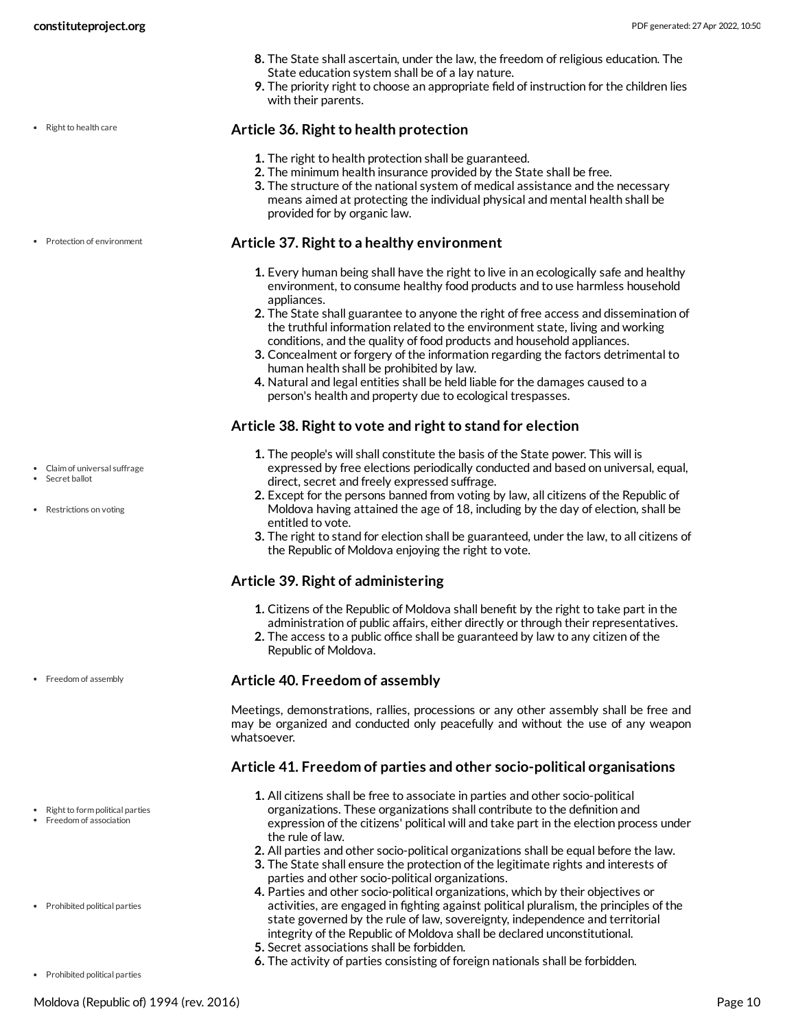8. The State shall ascertain, under the law, the freedom of religious education. The State education system shall be of a lay nature.
9. The priority right to choose an appropriate field of instruction for the children lies with their parents.

- Right to health care

### Article 36. Right to health protection

1. The right to health protection shall be guaranteed.
2. The minimum health insurance provided by the State shall be free.
3. The structure of the national system of medical assistance and the necessary means aimed at protecting the individual physical and mental health shall be provided for by organic law.

- Protection of environment

### Article 37. Right to a healthy environment

1. Every human being shall have the right to live in an ecologically safe and healthy environment, to consume healthy food products and to use harmless household appliances.
2. The State shall guarantee to anyone the right of free access and dissemination of the truthful information related to the environment state, living and working conditions, and the quality of food products and household appliances.
3. Concealment or forgery of the information regarding the factors detrimental to human health shall be prohibited by law.
4. Natural and legal entities shall be held liable for the damages caused to a person's health and property due to ecological trespasses.

### Article 38. Right to vote and right to stand for election

- Claim of universal suffrage
- Secret ballot

1. The people's will shall constitute the basis of the State power. This will is expressed by free elections periodically conducted and based on universal, equal, direct, secret and freely expressed suffrage.

- Restrictions on voting

2. Except for the persons banned from voting by law, all citizens of the Republic of Moldova having attained the age of 18, including by the day of election, shall be entitled to vote.
3. The right to stand for election shall be guaranteed, under the law, to all citizens of the Republic of Moldova enjoying the right to vote.

### Article 39. Right of administering

1. Citizens of the Republic of Moldova shall benefit by the right to take part in the administration of public affairs, either directly or through their representatives.
2. The access to a public office shall be guaranteed by law to any citizen of the Republic of Moldova.

- Freedom of assembly

### Article 40. Freedom of assembly

Meetings, demonstrations, rallies, processions or any other assembly shall be free and may be organized and conducted only peacefully and without the use of any weapon whatsoever.

### Article 41. Freedom of parties and other socio-political organisations

- Right to form political parties
- Freedom of association

1. All citizens shall be free to associate in parties and other socio-political organizations. These organizations shall contribute to the definition and expression of the citizens' political will and take part in the election process under the rule of law.
2. All parties and other socio-political organizations shall be equal before the law.
3. The State shall ensure the protection of the legitimate rights and interests of parties and other socio-political organizations.

- Prohibited political parties

4. Parties and other socio-political organizations, which by their objectives or activities, are engaged in fighting against political pluralism, the principles of the state governed by the rule of law, sovereignty, independence and territorial integrity of the Republic of Moldova shall be declared unconstitutional.
5. Secret associations shall be forbidden.
6. The activity of parties consisting of foreign nationals shall be forbidden.

- Prohibited political parties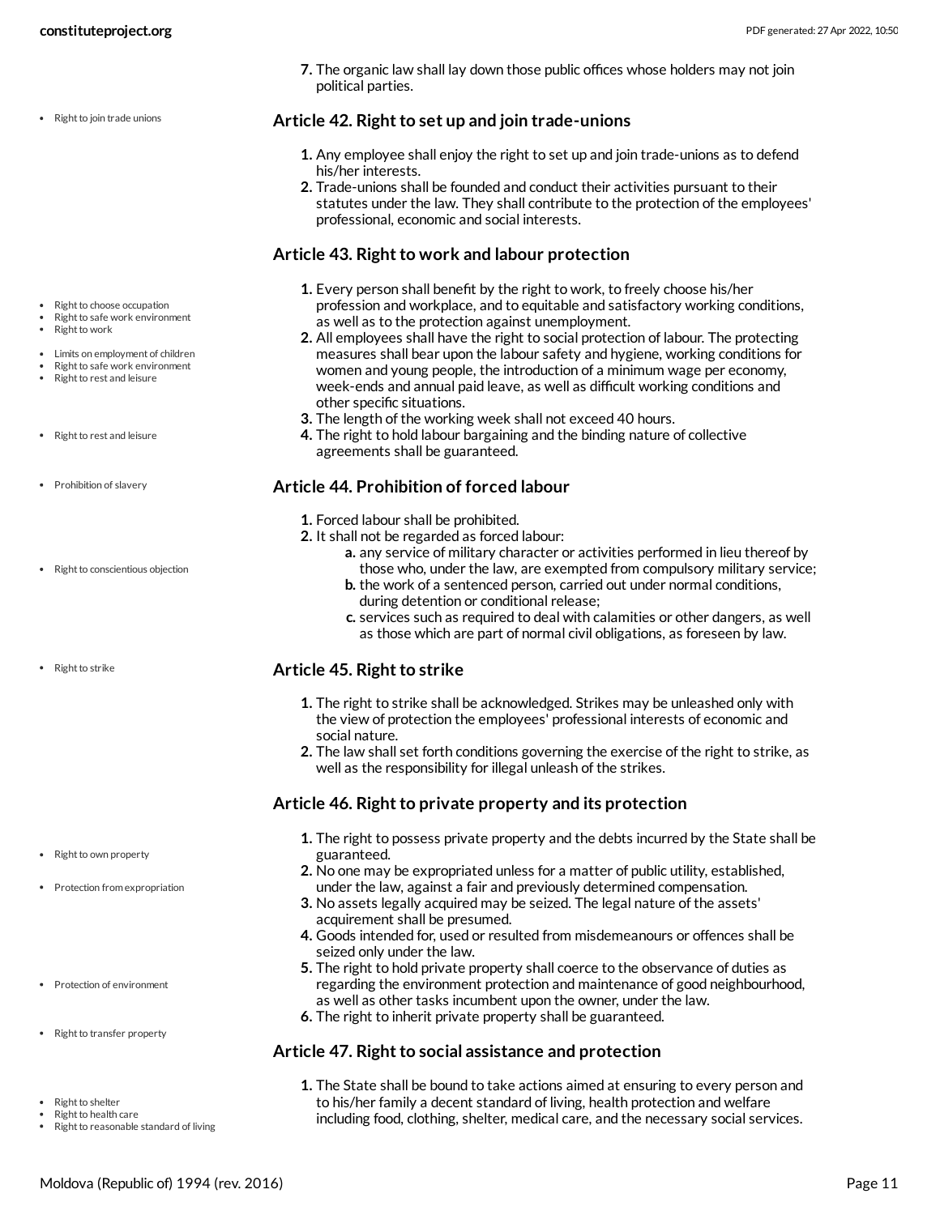7. The organic law shall lay down those public offices whose holders may not join political parties.

- Right to join trade unions

### Article 42. Right to set up and join trade-unions

1. Any employee shall enjoy the right to set up and join trade-unions as to defend his/her interests.
2. Trade-unions shall be founded and conduct their activities pursuant to their statutes under the law. They shall contribute to the protection of the employees' professional, economic and social interests.

### Article 43. Right to work and labour protection

- Right to choose occupation
- Right to safe work environment
- Right to work

1. Every person shall benefit by the right to work, to freely choose his/her profession and workplace, and to equitable and satisfactory working conditions, as well as to the protection against unemployment.

- Limits on employment of children
- Right to safe work environment
- Right to rest and leisure

2. All employees shall have the right to social protection of labour. The protecting measures shall bear upon the labour safety and hygiene, working conditions for women and young people, the introduction of a minimum wage per economy, week-ends and annual paid leave, as well as difficult working conditions and other specific situations.

- Right to rest and leisure

3. The length of the working week shall not exceed 40 hours.
4. The right to hold labour bargaining and the binding nature of collective agreements shall be guaranteed.

- Prohibition of slavery

### Article 44. Prohibition of forced labour

1. Forced labour shall be prohibited.
2. It shall not be regarded as forced labour:
   a. any service of military character or activities performed in lieu thereof by those who, under the law, are exempted from compulsory military service;
   b. the work of a sentenced person, carried out under normal conditions, during detention or conditional release;
   c. services such as required to deal with calamities or other dangers, as well as those which are part of normal civil obligations, as foreseen by law.

- Right to conscientious objection

- Right to strike

### Article 45. Right to strike

1. The right to strike shall be acknowledged. Strikes may be unleashed only with the view of protection the employees' professional interests of economic and social nature.
2. The law shall set forth conditions governing the exercise of the right to strike, as well as the responsibility for illegal unleash of the strikes.

### Article 46. Right to private property and its protection

- Right to own property

1. The right to possess private property and the debts incurred by the State shall be guaranteed.

- Protection from expropriation

2. No one may be expropriated unless for a matter of public utility, established, under the law, against a fair and previously determined compensation.
3. No assets legally acquired may be seized. The legal nature of the assets' acquirement shall be presumed.
4. Goods intended for, used or resulted from misdemeanours or offences shall be seized only under the law.

- Protection of environment

5. The right to hold private property shall coerce to the observance of duties as regarding the environment protection and maintenance of good neighbourhood, as well as other tasks incumbent upon the owner, under the law.
6. The right to inherit private property shall be guaranteed.

- Right to transfer property

### Article 47. Right to social assistance and protection

- Right to shelter
- Right to health care
- Right to reasonable standard of living

1. The State shall be bound to take actions aimed at ensuring to every person and to his/her family a decent standard of living, health protection and welfare including food, clothing, shelter, medical care, and the necessary social services.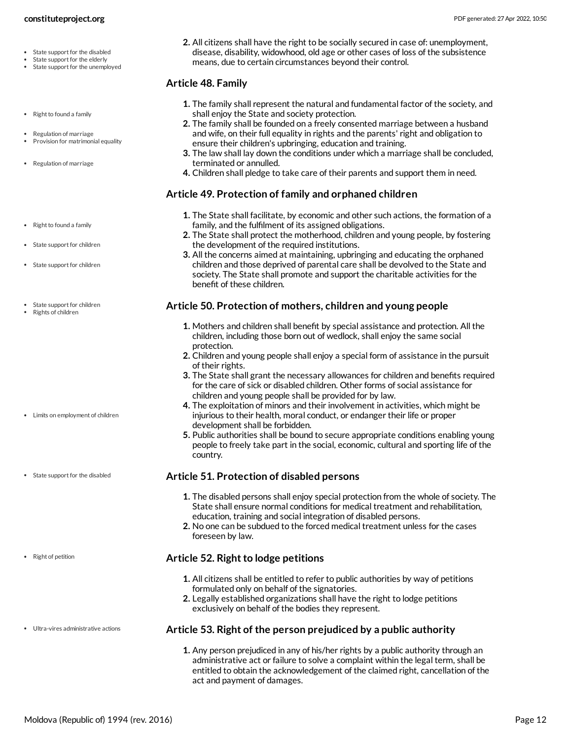2. All citizens shall have the right to be socially secured in case of: unemployment, disease, disability, widowhood, old age or other cases of loss of the subsistence means, due to certain circumstances beyond their control.

- State support for the disabled
- State support for the elderly
- State support for the unemployed

### Article 48. Family

1. The family shall represent the natural and fundamental factor of the society, and shall enjoy the State and society protection.
2. The family shall be founded on a freely consented marriage between a husband and wife, on their full equality in rights and the parents' right and obligation to ensure their children's upbringing, education and training.
3. The law shall lay down the conditions under which a marriage shall be concluded, terminated or annulled.
4. Children shall pledge to take care of their parents and support them in need.

- Right to found a family
- Regulation of marriage
- Provision for matrimonial equality
- Regulation of marriage

### Article 49. Protection of family and orphaned children

1. The State shall facilitate, by economic and other such actions, the formation of a family, and the fulfilment of its assigned obligations.
2. The State shall protect the motherhood, children and young people, by fostering the development of the required institutions.
3. All the concerns aimed at maintaining, upbringing and educating the orphaned children and those deprived of parental care shall be devolved to the State and society. The State shall promote and support the charitable activities for the benefit of these children.

- Right to found a family
- State support for children
- State support for children

### Article 50. Protection of mothers, children and young people

1. Mothers and children shall benefit by special assistance and protection. All the children, including those born out of wedlock, shall enjoy the same social protection.
2. Children and young people shall enjoy a special form of assistance in the pursuit of their rights.
3. The State shall grant the necessary allowances for children and benefits required for the care of sick or disabled children. Other forms of social assistance for children and young people shall be provided for by law.
4. The exploitation of minors and their involvement in activities, which might be injurious to their health, moral conduct, or endanger their life or proper development shall be forbidden.
5. Public authorities shall be bound to secure appropriate conditions enabling young people to freely take part in the social, economic, cultural and sporting life of the country.

- State support for children
- Rights of children
- Limits on employment of children

### Article 51. Protection of disabled persons

1. The disabled persons shall enjoy special protection from the whole of society. The State shall ensure normal conditions for medical treatment and rehabilitation, education, training and social integration of disabled persons.
2. No one can be subdued to the forced medical treatment unless for the cases foreseen by law.

- State support for the disabled

### Article 52. Right to lodge petitions

1. All citizens shall be entitled to refer to public authorities by way of petitions formulated only on behalf of the signatories.
2. Legally established organizations shall have the right to lodge petitions exclusively on behalf of the bodies they represent.

- Right of petition

### Article 53. Right of the person prejudiced by a public authority

1. Any person prejudiced in any of his/her rights by a public authority through an administrative act or failure to solve a complaint within the legal term, shall be entitled to obtain the acknowledgement of the claimed right, cancellation of the act and payment of damages.

- Ultra-vires administrative actions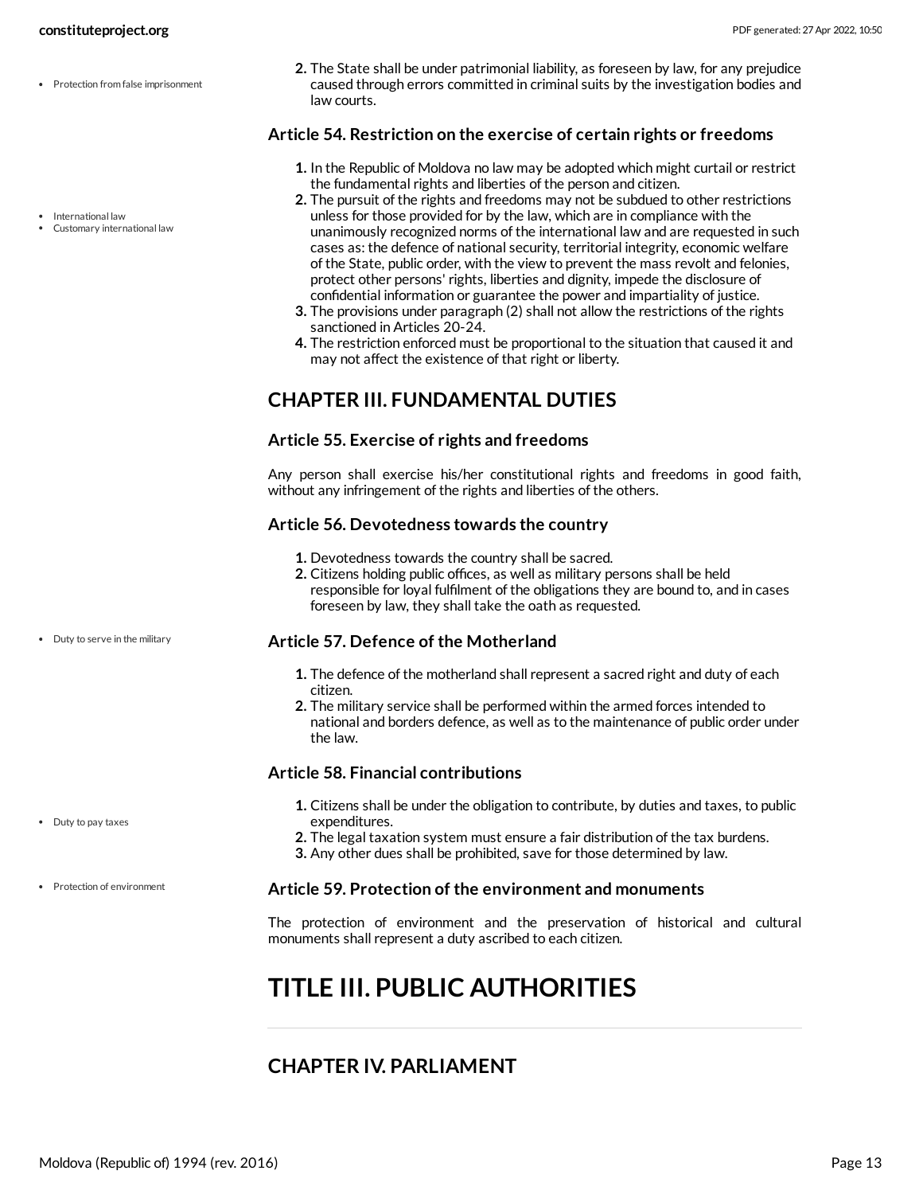2. The State shall be under patrimonial liability, as foreseen by law, for any prejudice caused through errors committed in criminal suits by the investigation bodies and law courts.

### Article 54. Restriction on the exercise of certain rights or freedoms

1. In the Republic of Moldova no law may be adopted which might curtail or restrict the fundamental rights and liberties of the person and citizen.
2. The pursuit of the rights and freedoms may not be subdued to other restrictions unless for those provided for by the law, which are in compliance with the unanimously recognized norms of the international law and are requested in such cases as: the defence of national security, territorial integrity, economic welfare of the State, public order, with the view to prevent the mass revolt and felonies, protect other persons' rights, liberties and dignity, impede the disclosure of confidential information or guarantee the power and impartiality of justice.
3. The provisions under paragraph (2) shall not allow the restrictions of the rights sanctioned in Articles 20-24.
4. The restriction enforced must be proportional to the situation that caused it and may not affect the existence of that right or liberty.

## CHAPTER III. FUNDAMENTAL DUTIES

### Article 55. Exercise of rights and freedoms

Any person shall exercise his/her constitutional rights and freedoms in good faith, without any infringement of the rights and liberties of the others.

### Article 56. Devotedness towards the country

1. Devotedness towards the country shall be sacred.
2. Citizens holding public offices, as well as military persons shall be held responsible for loyal fulfilment of the obligations they are bound to, and in cases foreseen by law, they shall take the oath as requested.

### Article 57. Defence of the Motherland

1. The defence of the motherland shall represent a sacred right and duty of each citizen.
2. The military service shall be performed within the armed forces intended to national and borders defence, as well as to the maintenance of public order under the law.

### Article 58. Financial contributions

1. Citizens shall be under the obligation to contribute, by duties and taxes, to public expenditures.
2. The legal taxation system must ensure a fair distribution of the tax burdens.
3. Any other dues shall be prohibited, save for those determined by law.

### Article 59. Protection of the environment and monuments

The protection of environment and the preservation of historical and cultural monuments shall represent a duty ascribed to each citizen.

# TITLE III. PUBLIC AUTHORITIES

## CHAPTER IV. PARLIAMENT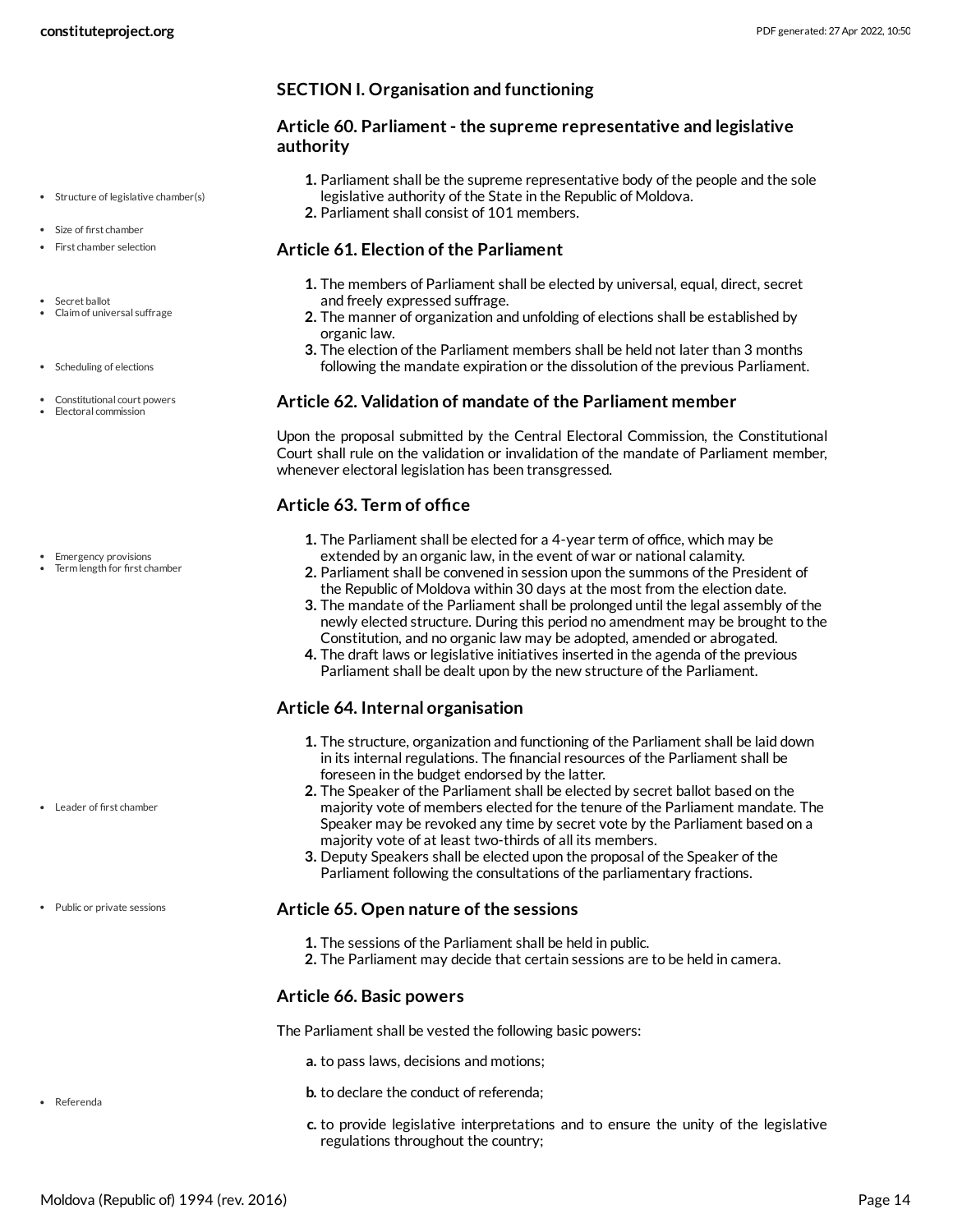### SECTION I. Organisation and functioning

#### Article 60. Parliament - the supreme representative and legislative authority

1. Parliament shall be the supreme representative body of the people and the sole legislative authority of the State in the Republic of Moldova.
2. Parliament shall consist of 101 members.

#### Article 61. Election of the Parliament

1. The members of Parliament shall be elected by universal, equal, direct, secret and freely expressed suffrage.
2. The manner of organization and unfolding of elections shall be established by organic law.
3. The election of the Parliament members shall be held not later than 3 months following the mandate expiration or the dissolution of the previous Parliament.

#### Article 62. Validation of mandate of the Parliament member

Upon the proposal submitted by the Central Electoral Commission, the Constitutional Court shall rule on the validation or invalidation of the mandate of Parliament member, whenever electoral legislation has been transgressed.

#### Article 63. Term of office

1. The Parliament shall be elected for a 4-year term of office, which may be extended by an organic law, in the event of war or national calamity.
2. Parliament shall be convened in session upon the summons of the President of the Republic of Moldova within 30 days at the most from the election date.
3. The mandate of the Parliament shall be prolonged until the legal assembly of the newly elected structure. During this period no amendment may be brought to the Constitution, and no organic law may be adopted, amended or abrogated.
4. The draft laws or legislative initiatives inserted in the agenda of the previous Parliament shall be dealt upon by the new structure of the Parliament.

#### Article 64. Internal organisation

1. The structure, organization and functioning of the Parliament shall be laid down in its internal regulations. The financial resources of the Parliament shall be foreseen in the budget endorsed by the latter.
2. The Speaker of the Parliament shall be elected by secret ballot based on the majority vote of members elected for the tenure of the Parliament mandate. The Speaker may be revoked any time by secret vote by the Parliament based on a majority vote of at least two-thirds of all its members.
3. Deputy Speakers shall be elected upon the proposal of the Speaker of the Parliament following the consultations of the parliamentary fractions.

#### Article 65. Open nature of the sessions

1. The sessions of the Parliament shall be held in public.
2. The Parliament may decide that certain sessions are to be held in camera.

#### Article 66. Basic powers

The Parliament shall be vested the following basic powers:

a. to pass laws, decisions and motions;

b. to declare the conduct of referenda;

c. to provide legislative interpretations and to ensure the unity of the legislative regulations throughout the country;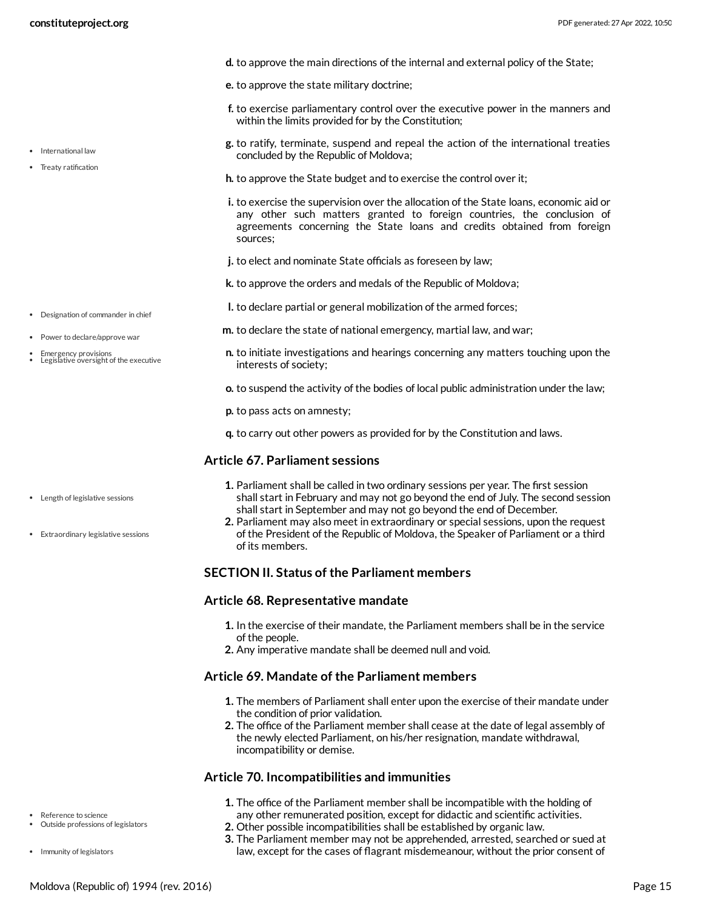d. to approve the main directions of the internal and external policy of the State;

e. to approve the state military doctrine;

f. to exercise parliamentary control over the executive power in the manners and within the limits provided for by the Constitution;

g. to ratify, terminate, suspend and repeal the action of the international treaties concluded by the Republic of Moldova;

h. to approve the State budget and to exercise the control over it;

i. to exercise the supervision over the allocation of the State loans, economic aid or any other such matters granted to foreign countries, the conclusion of agreements concerning the State loans and credits obtained from foreign sources;

j. to elect and nominate State officials as foreseen by law;

k. to approve the orders and medals of the Republic of Moldova;

l. to declare partial or general mobilization of the armed forces;

m. to declare the state of national emergency, martial law, and war;

n. to initiate investigations and hearings concerning any matters touching upon the interests of society;

o. to suspend the activity of the bodies of local public administration under the law;

p. to pass acts on amnesty;

q. to carry out other powers as provided for by the Constitution and laws.

### Article 67. Parliament sessions

1. Parliament shall be called in two ordinary sessions per year. The first session shall start in February and may not go beyond the end of July. The second session shall start in September and may not go beyond the end of December.
2. Parliament may also meet in extraordinary or special sessions, upon the request of the President of the Republic of Moldova, the Speaker of Parliament or a third of its members.

## SECTION II. Status of the Parliament members

### Article 68. Representative mandate

1. In the exercise of their mandate, the Parliament members shall be in the service of the people.
2. Any imperative mandate shall be deemed null and void.

### Article 69. Mandate of the Parliament members

1. The members of Parliament shall enter upon the exercise of their mandate under the condition of prior validation.
2. The office of the Parliament member shall cease at the date of legal assembly of the newly elected Parliament, on his/her resignation, mandate withdrawal, incompatibility or demise.

### Article 70. Incompatibilities and immunities

1. The office of the Parliament member shall be incompatible with the holding of any other remunerated position, except for didactic and scientific activities.
2. Other possible incompatibilities shall be established by organic law.
3. The Parliament member may not be apprehended, arrested, searched or sued at law, except for the cases of flagrant misdemeanour, without the prior consent of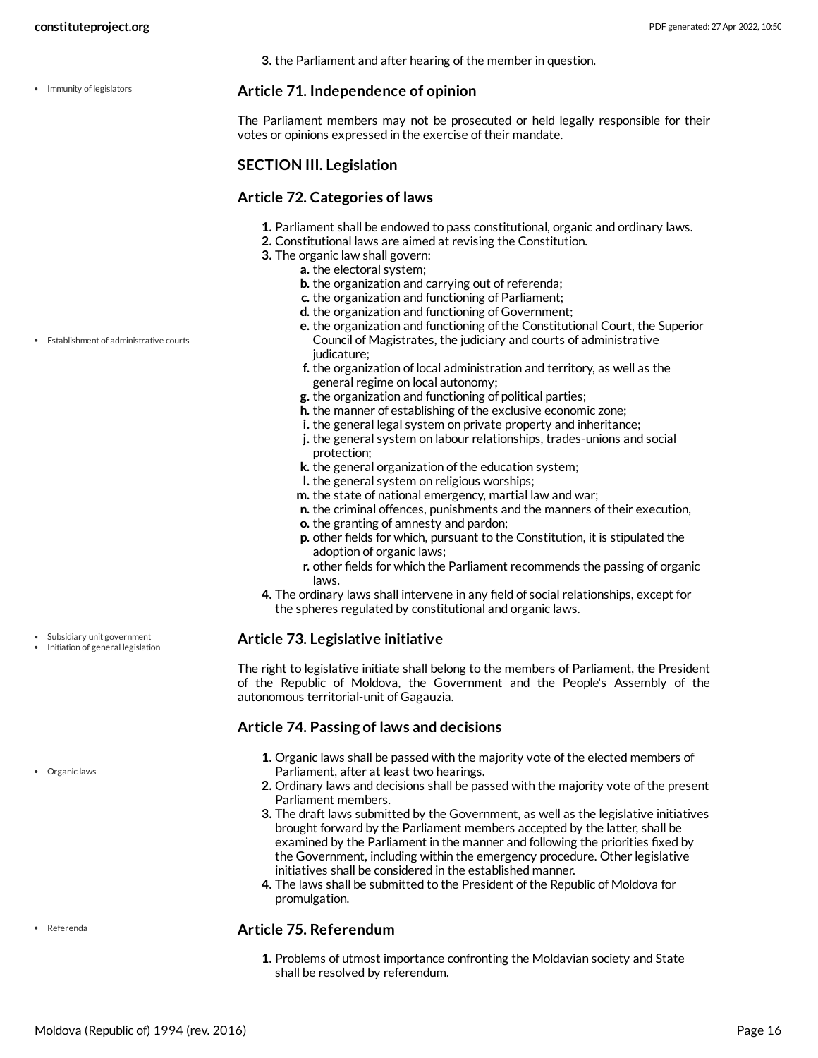3. the Parliament and after hearing of the member in question.

### Article 71. Independence of opinion

The Parliament members may not be prosecuted or held legally responsible for their votes or opinions expressed in the exercise of their mandate.

## SECTION III. Legislation

### Article 72. Categories of laws

1. Parliament shall be endowed to pass constitutional, organic and ordinary laws.
2. Constitutional laws are aimed at revising the Constitution.
3. The organic law shall govern:
   a. the electoral system;
   b. the organization and carrying out of referenda;
   c. the organization and functioning of Parliament;
   d. the organization and functioning of Government;
   e. the organization and functioning of the Constitutional Court, the Superior Council of Magistrates, the judiciary and courts of administrative judicature;
   f. the organization of local administration and territory, as well as the general regime on local autonomy;
   g. the organization and functioning of political parties;
   h. the manner of establishing of the exclusive economic zone;
   i. the general legal system on private property and inheritance;
   j. the general system on labour relationships, trades-unions and social protection;
   k. the general organization of the education system;
   l. the general system on religious worships;
   m. the state of national emergency, martial law and war;
   n. the criminal offences, punishments and the manners of their execution,
   o. the granting of amnesty and pardon;
   p. other fields for which, pursuant to the Constitution, it is stipulated the adoption of organic laws;
   r. other fields for which the Parliament recommends the passing of organic laws.
4. The ordinary laws shall intervene in any field of social relationships, except for the spheres regulated by constitutional and organic laws.

### Article 73. Legislative initiative

The right to legislative initiate shall belong to the members of Parliament, the President of the Republic of Moldova, the Government and the People's Assembly of the autonomous territorial-unit of Gagauzia.

### Article 74. Passing of laws and decisions

1. Organic laws shall be passed with the majority vote of the elected members of Parliament, after at least two hearings.
2. Ordinary laws and decisions shall be passed with the majority vote of the present Parliament members.
3. The draft laws submitted by the Government, as well as the legislative initiatives brought forward by the Parliament members accepted by the latter, shall be examined by the Parliament in the manner and following the priorities fixed by the Government, including within the emergency procedure. Other legislative initiatives shall be considered in the established manner.
4. The laws shall be submitted to the President of the Republic of Moldova for promulgation.

### Article 75. Referendum

1. Problems of utmost importance confronting the Moldavian society and State shall be resolved by referendum.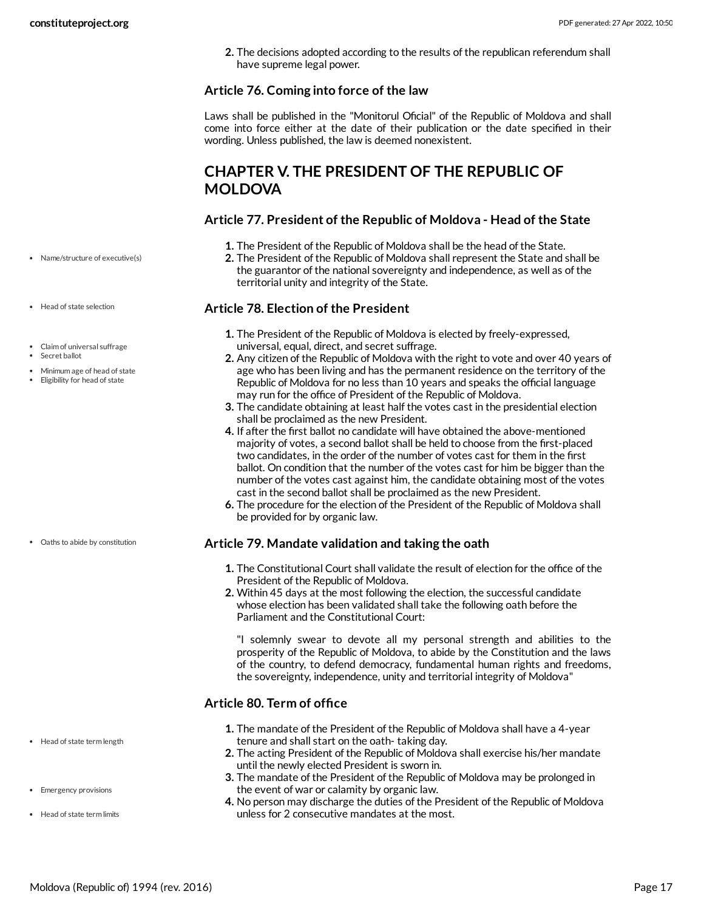2. The decisions adopted according to the results of the republican referendum shall have supreme legal power.

### Article 76. Coming into force of the law

Laws shall be published in the "Monitorul Oficial" of the Republic of Moldova and shall come into force either at the date of their publication or the date specified in their wording. Unless published, the law is deemed nonexistent.

## CHAPTER V. THE PRESIDENT OF THE REPUBLIC OF MOLDOVA

### Article 77. President of the Republic of Moldova - Head of the State

- Name/structure of executive(s)

1. The President of the Republic of Moldova shall be the head of the State.
2. The President of the Republic of Moldova shall represent the State and shall be the guarantor of the national sovereignty and independence, as well as of the territorial unity and integrity of the State.

### Article 78. Election of the President

- Head of state selection
- Claim of universal suffrage
- Secret ballot
- Minimum age of head of state
- Eligibility for head of state

1. The President of the Republic of Moldova is elected by freely-expressed, universal, equal, direct, and secret suffrage.
2. Any citizen of the Republic of Moldova with the right to vote and over 40 years of age who has been living and has the permanent residence on the territory of the Republic of Moldova for no less than 10 years and speaks the official language may run for the office of President of the Republic of Moldova.
3. The candidate obtaining at least half the votes cast in the presidential election shall be proclaimed as the new President.
4. If after the first ballot no candidate will have obtained the above-mentioned majority of votes, a second ballot shall be held to choose from the first-placed two candidates, in the order of the number of votes cast for them in the first ballot. On condition that the number of the votes cast for him be bigger than the number of the votes cast against him, the candidate obtaining most of the votes cast in the second ballot shall be proclaimed as the new President.
6. The procedure for the election of the President of the Republic of Moldova shall be provided for by organic law.

### Article 79. Mandate validation and taking the oath

- Oaths to abide by constitution

1. The Constitutional Court shall validate the result of election for the office of the President of the Republic of Moldova.
2. Within 45 days at the most following the election, the successful candidate whose election has been validated shall take the following oath before the Parliament and the Constitutional Court:

   "I solemnly swear to devote all my personal strength and abilities to the prosperity of the Republic of Moldova, to abide by the Constitution and the laws of the country, to defend democracy, fundamental human rights and freedoms, the sovereignty, independence, unity and territorial integrity of Moldova"

### Article 80. Term of office

- Head of state term length
- Emergency provisions
- Head of state term limits

1. The mandate of the President of the Republic of Moldova shall have a 4-year tenure and shall start on the oath- taking day.
2. The acting President of the Republic of Moldova shall exercise his/her mandate until the newly elected President is sworn in.
3. The mandate of the President of the Republic of Moldova may be prolonged in the event of war or calamity by organic law.
4. No person may discharge the duties of the President of the Republic of Moldova unless for 2 consecutive mandates at the most.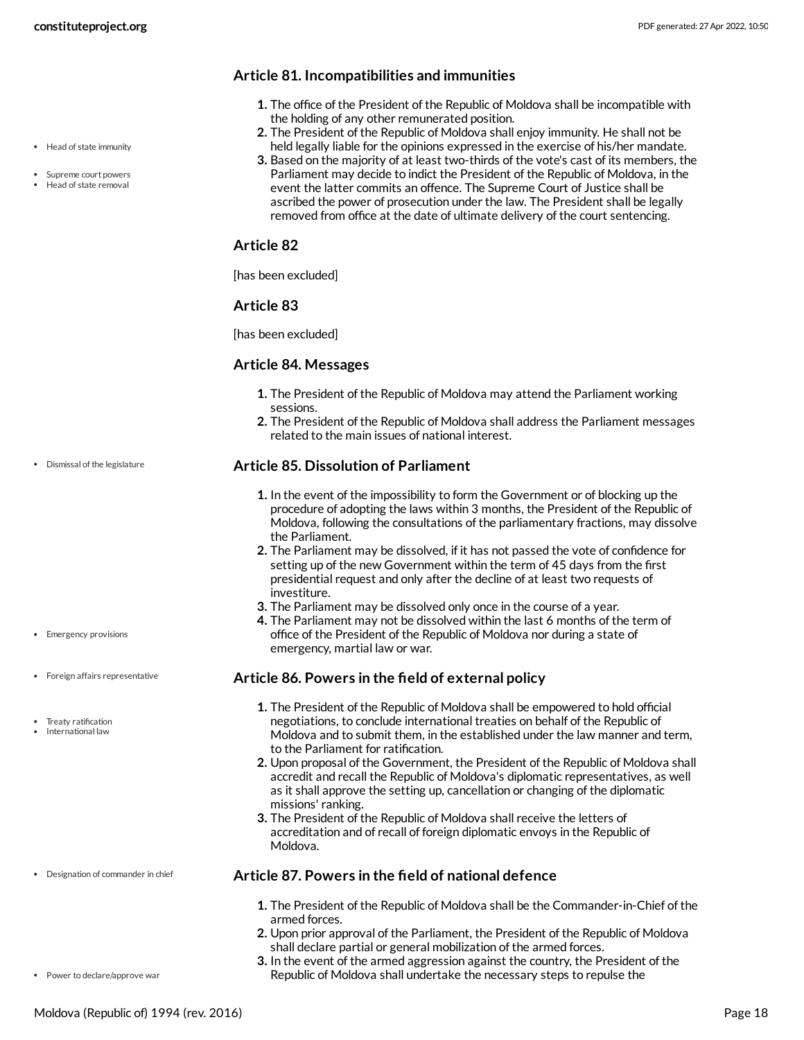### Article 81. Incompatibilities and immunities

- Head of state immunity
- Supreme court powers
- Head of state removal

1. The office of the President of the Republic of Moldova shall be incompatible with the holding of any other remunerated position.
2. The President of the Republic of Moldova shall enjoy immunity. He shall not be held legally liable for the opinions expressed in the exercise of his/her mandate.
3. Based on the majority of at least two-thirds of the vote's cast of its members, the Parliament may decide to indict the President of the Republic of Moldova, in the event the latter commits an offence. The Supreme Court of Justice shall be ascribed the power of prosecution under the law. The President shall be legally removed from office at the date of ultimate delivery of the court sentencing.

### Article 82

[has been excluded]

### Article 83

[has been excluded]

### Article 84. Messages

1. The President of the Republic of Moldova may attend the Parliament working sessions.
2. The President of the Republic of Moldova shall address the Parliament messages related to the main issues of national interest.

### Article 85. Dissolution of Parliament

- Dismissal of the legislature
- Emergency provisions

1. In the event of the impossibility to form the Government or of blocking up the procedure of adopting the laws within 3 months, the President of the Republic of Moldova, following the consultations of the parliamentary fractions, may dissolve the Parliament.
2. The Parliament may be dissolved, if it has not passed the vote of confidence for setting up of the new Government within the term of 45 days from the first presidential request and only after the decline of at least two requests of investiture.
3. The Parliament may be dissolved only once in the course of a year.
4. The Parliament may not be dissolved within the last 6 months of the term of office of the President of the Republic of Moldova nor during a state of emergency, martial law or war.

### Article 86. Powers in the field of external policy

- Foreign affairs representative
- Treaty ratification
- International law

1. The President of the Republic of Moldova shall be empowered to hold official negotiations, to conclude international treaties on behalf of the Republic of Moldova and to submit them, in the established under the law manner and term, to the Parliament for ratification.
2. Upon proposal of the Government, the President of the Republic of Moldova shall accredit and recall the Republic of Moldova's diplomatic representatives, as well as it shall approve the setting up, cancellation or changing of the diplomatic missions' ranking.
3. The President of the Republic of Moldova shall receive the letters of accreditation and of recall of foreign diplomatic envoys in the Republic of Moldova.

### Article 87. Powers in the field of national defence

- Designation of commander in chief
- Power to declare/approve war

1. The President of the Republic of Moldova shall be the Commander-in-Chief of the armed forces.
2. Upon prior approval of the Parliament, the President of the Republic of Moldova shall declare partial or general mobilization of the armed forces.
3. In the event of the armed aggression against the country, the President of the Republic of Moldova shall undertake the necessary steps to repulse the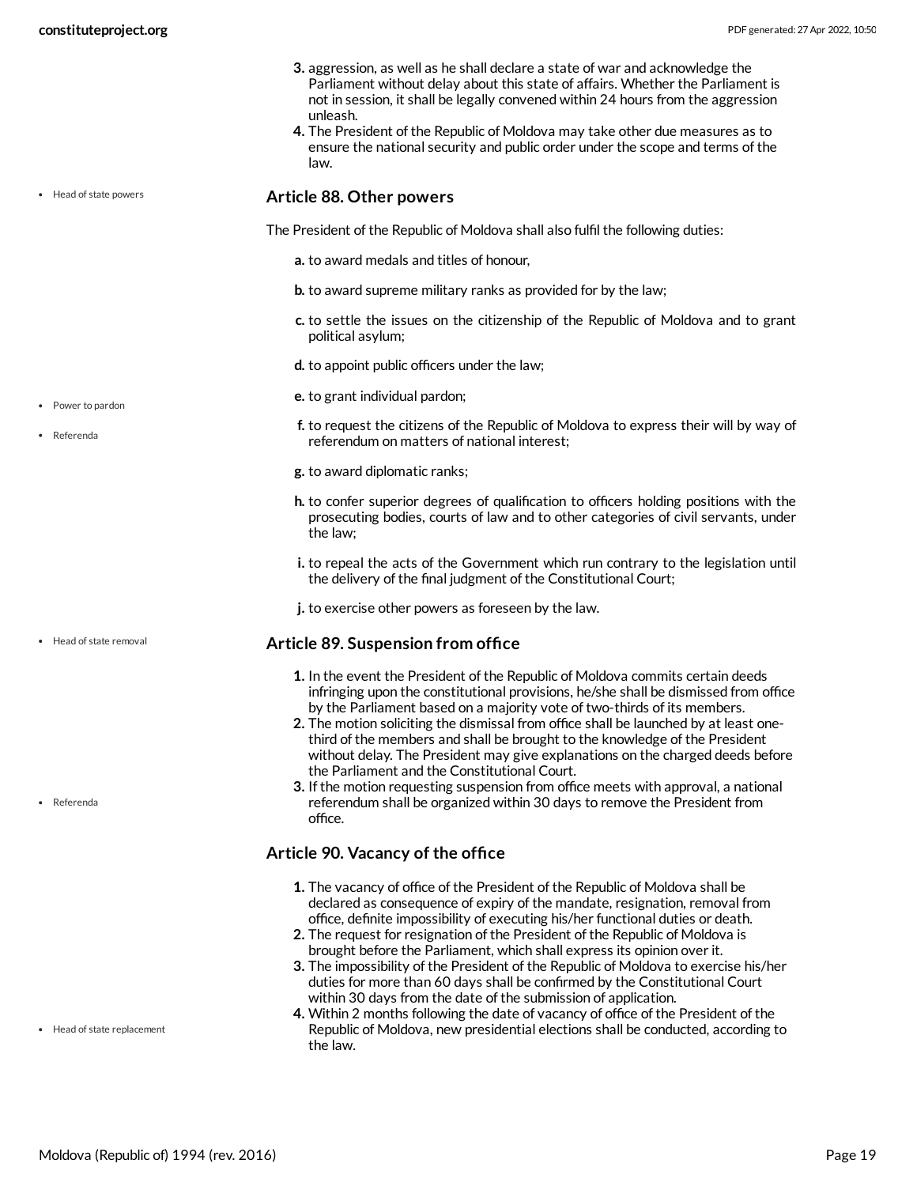3. aggression, as well as he shall declare a state of war and acknowledge the Parliament without delay about this state of affairs. Whether the Parliament is not in session, it shall be legally convened within 24 hours from the aggression unleash.
4. The President of the Republic of Moldova may take other due measures as to ensure the national security and public order under the scope and terms of the law.

- Head of state powers

### Article 88. Other powers

The President of the Republic of Moldova shall also fulfil the following duties:

a. to award medals and titles of honour,

b. to award supreme military ranks as provided for by the law;

c. to settle the issues on the citizenship of the Republic of Moldova and to grant political asylum;

d. to appoint public officers under the law;

e. to grant individual pardon;

f. to request the citizens of the Republic of Moldova to express their will by way of referendum on matters of national interest;

g. to award diplomatic ranks;

h. to confer superior degrees of qualification to officers holding positions with the prosecuting bodies, courts of law and to other categories of civil servants, under the law;

i. to repeal the acts of the Government which run contrary to the legislation until the delivery of the final judgment of the Constitutional Court;

j. to exercise other powers as foreseen by the law.

- Power to pardon
- Referenda

- Head of state removal

### Article 89. Suspension from office

1. In the event the President of the Republic of Moldova commits certain deeds infringing upon the constitutional provisions, he/she shall be dismissed from office by the Parliament based on a majority vote of two-thirds of its members.
2. The motion soliciting the dismissal from office shall be launched by at least one-third of the members and shall be brought to the knowledge of the President without delay. The President may give explanations on the charged deeds before the Parliament and the Constitutional Court.
3. If the motion requesting suspension from office meets with approval, a national referendum shall be organized within 30 days to remove the President from office.

- Referenda

### Article 90. Vacancy of the office

1. The vacancy of office of the President of the Republic of Moldova shall be declared as consequence of expiry of the mandate, resignation, removal from office, definite impossibility of executing his/her functional duties or death.
2. The request for resignation of the President of the Republic of Moldova is brought before the Parliament, which shall express its opinion over it.
3. The impossibility of the President of the Republic of Moldova to exercise his/her duties for more than 60 days shall be confirmed by the Constitutional Court within 30 days from the date of the submission of application.
4. Within 2 months following the date of vacancy of office of the President of the Republic of Moldova, new presidential elections shall be conducted, according to the law.

- Head of state replacement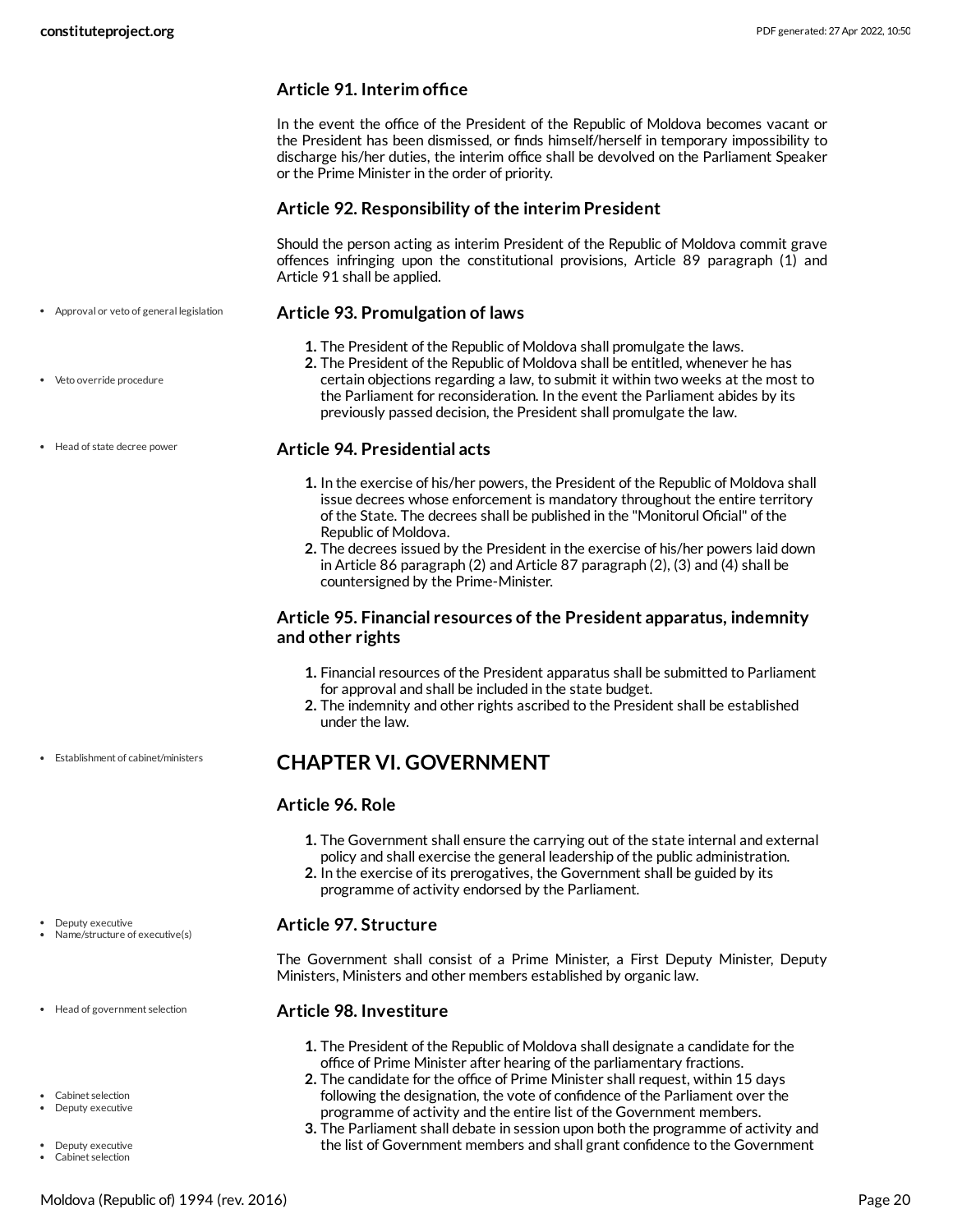### Article 91. Interim office

In the event the office of the President of the Republic of Moldova becomes vacant or the President has been dismissed, or finds himself/herself in temporary impossibility to discharge his/her duties, the interim office shall be devolved on the Parliament Speaker or the Prime Minister in the order of priority.

### Article 92. Responsibility of the interim President

Should the person acting as interim President of the Republic of Moldova commit grave offences infringing upon the constitutional provisions, Article 89 paragraph (1) and Article 91 shall be applied.

- Approval or veto of general legislation

### Article 93. Promulgation of laws

1. The President of the Republic of Moldova shall promulgate the laws.
2. The President of the Republic of Moldova shall be entitled, whenever he has certain objections regarding a law, to submit it within two weeks at the most to the Parliament for reconsideration. In the event the Parliament abides by its previously passed decision, the President shall promulgate the law.

- Veto override procedure
- Head of state decree power

### Article 94. Presidential acts

1. In the exercise of his/her powers, the President of the Republic of Moldova shall issue decrees whose enforcement is mandatory throughout the entire territory of the State. The decrees shall be published in the "Monitorul Oficial" of the Republic of Moldova.
2. The decrees issued by the President in the exercise of his/her powers laid down in Article 86 paragraph (2) and Article 87 paragraph (2), (3) and (4) shall be countersigned by the Prime-Minister.

### Article 95. Financial resources of the President apparatus, indemnity and other rights

1. Financial resources of the President apparatus shall be submitted to Parliament for approval and shall be included in the state budget.
2. The indemnity and other rights ascribed to the President shall be established under the law.

- Establishment of cabinet/ministers

## CHAPTER VI. GOVERNMENT

### Article 96. Role

1. The Government shall ensure the carrying out of the state internal and external policy and shall exercise the general leadership of the public administration.
2. In the exercise of its prerogatives, the Government shall be guided by its programme of activity endorsed by the Parliament.

- Deputy executive
- Name/structure of executive(s)

### Article 97. Structure

The Government shall consist of a Prime Minister, a First Deputy Minister, Deputy Ministers, Ministers and other members established by organic law.

- Head of government selection

### Article 98. Investiture

1. The President of the Republic of Moldova shall designate a candidate for the office of Prime Minister after hearing of the parliamentary fractions.
2. The candidate for the office of Prime Minister shall request, within 15 days following the designation, the vote of confidence of the Parliament over the programme of activity and the entire list of the Government members.
3. The Parliament shall debate in session upon both the programme of activity and the list of Government members and shall grant confidence to the Government

- Cabinet selection
- Deputy executive
- Deputy executive
- Cabinet selection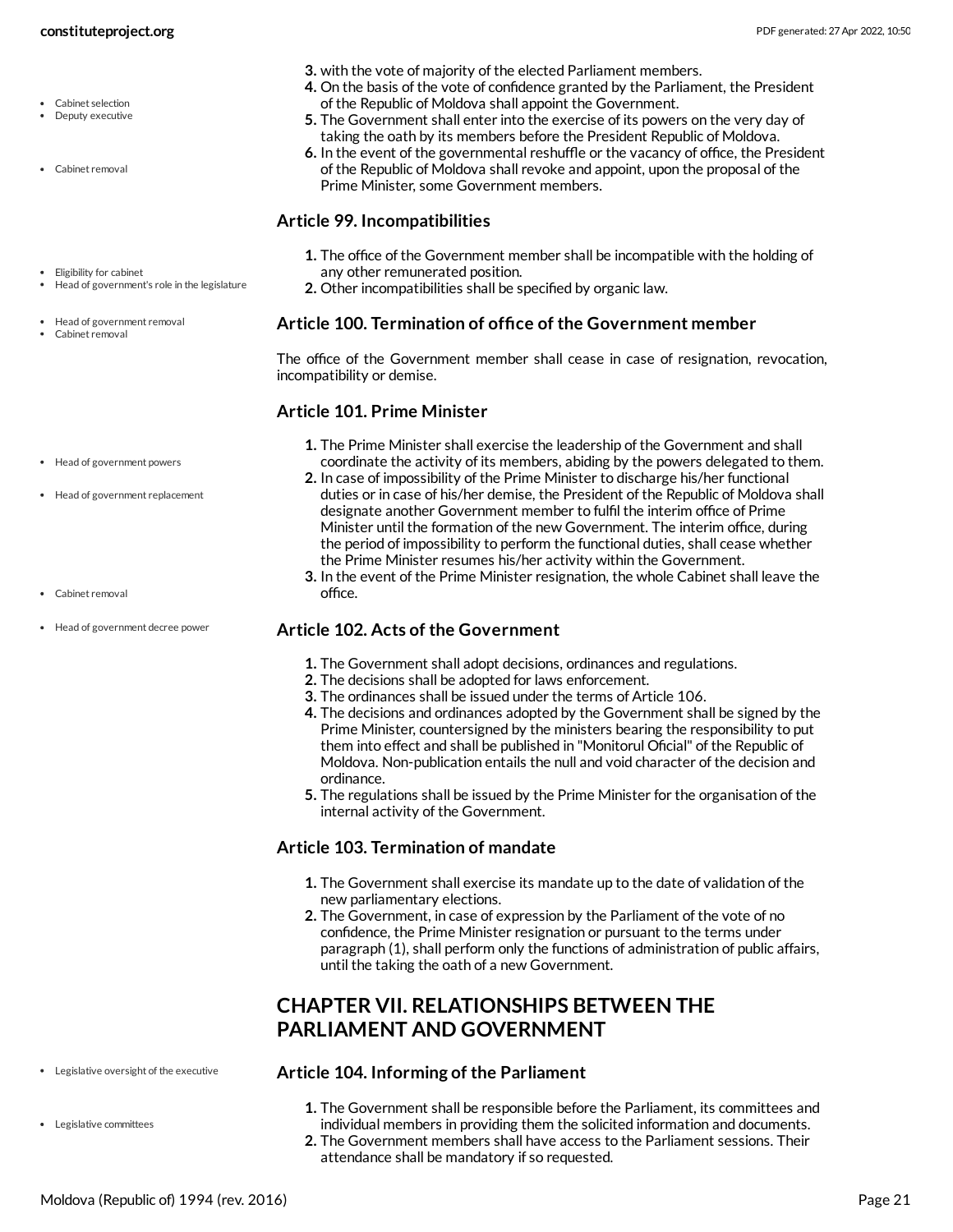3. with the vote of majority of the elected Parliament members.
4. On the basis of the vote of confidence granted by the Parliament, the President of the Republic of Moldova shall appoint the Government.
5. The Government shall enter into the exercise of its powers on the very day of taking the oath by its members before the President Republic of Moldova.
6. In the event of the governmental reshuffle or the vacancy of office, the President of the Republic of Moldova shall revoke and appoint, upon the proposal of the Prime Minister, some Government members.

### Article 99. Incompatibilities

1. The office of the Government member shall be incompatible with the holding of any other remunerated position.
2. Other incompatibilities shall be specified by organic law.

### Article 100. Termination of office of the Government member

The office of the Government member shall cease in case of resignation, revocation, incompatibility or demise.

### Article 101. Prime Minister

1. The Prime Minister shall exercise the leadership of the Government and shall coordinate the activity of its members, abiding by the powers delegated to them.
2. In case of impossibility of the Prime Minister to discharge his/her functional duties or in case of his/her demise, the President of the Republic of Moldova shall designate another Government member to fulfil the interim office of Prime Minister until the formation of the new Government. The interim office, during the period of impossibility to perform the functional duties, shall cease whether the Prime Minister resumes his/her activity within the Government.
3. In the event of the Prime Minister resignation, the whole Cabinet shall leave the office.

### Article 102. Acts of the Government

1. The Government shall adopt decisions, ordinances and regulations.
2. The decisions shall be adopted for laws enforcement.
3. The ordinances shall be issued under the terms of Article 106.
4. The decisions and ordinances adopted by the Government shall be signed by the Prime Minister, countersigned by the ministers bearing the responsibility to put them into effect and shall be published in "Monitorul Oficial" of the Republic of Moldova. Non-publication entails the null and void character of the decision and ordinance.
5. The regulations shall be issued by the Prime Minister for the organisation of the internal activity of the Government.

### Article 103. Termination of mandate

1. The Government shall exercise its mandate up to the date of validation of the new parliamentary elections.
2. The Government, in case of expression by the Parliament of the vote of no confidence, the Prime Minister resignation or pursuant to the terms under paragraph (1), shall perform only the functions of administration of public affairs, until the taking the oath of a new Government.

## CHAPTER VII. RELATIONSHIPS BETWEEN THE PARLIAMENT AND GOVERNMENT

### Article 104. Informing of the Parliament

1. The Government shall be responsible before the Parliament, its committees and individual members in providing them the solicited information and documents.
2. The Government members shall have access to the Parliament sessions. Their attendance shall be mandatory if so requested.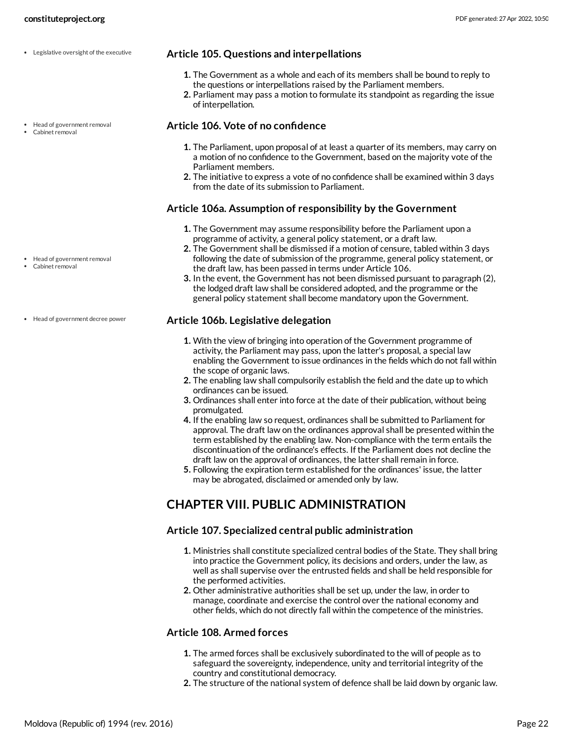- Legislative oversight of the executive

### Article 105. Questions and interpellations

1. The Government as a whole and each of its members shall be bound to reply to the questions or interpellations raised by the Parliament members.
2. Parliament may pass a motion to formulate its standpoint as regarding the issue of interpellation.

- Head of government removal
- Cabinet removal

### Article 106. Vote of no confidence

1. The Parliament, upon proposal of at least a quarter of its members, may carry on a motion of no confidence to the Government, based on the majority vote of the Parliament members.
2. The initiative to express a vote of no confidence shall be examined within 3 days from the date of its submission to Parliament.

### Article 106a. Assumption of responsibility by the Government

- Head of government removal
- Cabinet removal

1. The Government may assume responsibility before the Parliament upon a programme of activity, a general policy statement, or a draft law.
2. The Government shall be dismissed if a motion of censure, tabled within 3 days following the date of submission of the programme, general policy statement, or the draft law, has been passed in terms under Article 106.
3. In the event, the Government has not been dismissed pursuant to paragraph (2), the lodged draft law shall be considered adopted, and the programme or the general policy statement shall become mandatory upon the Government.

- Head of government decree power

### Article 106b. Legislative delegation

1. With the view of bringing into operation of the Government programme of activity, the Parliament may pass, upon the latter's proposal, a special law enabling the Government to issue ordinances in the fields which do not fall within the scope of organic laws.
2. The enabling law shall compulsorily establish the field and the date up to which ordinances can be issued.
3. Ordinances shall enter into force at the date of their publication, without being promulgated.
4. If the enabling law so request, ordinances shall be submitted to Parliament for approval. The draft law on the ordinances approval shall be presented within the term established by the enabling law. Non-compliance with the term entails the discontinuation of the ordinance's effects. If the Parliament does not decline the draft law on the approval of ordinances, the latter shall remain in force.
5. Following the expiration term established for the ordinances' issue, the latter may be abrogated, disclaimed or amended only by law.

## CHAPTER VIII. PUBLIC ADMINISTRATION

### Article 107. Specialized central public administration

1. Ministries shall constitute specialized central bodies of the State. They shall bring into practice the Government policy, its decisions and orders, under the law, as well as shall supervise over the entrusted fields and shall be held responsible for the performed activities.
2. Other administrative authorities shall be set up, under the law, in order to manage, coordinate and exercise the control over the national economy and other fields, which do not directly fall within the competence of the ministries.

### Article 108. Armed forces

1. The armed forces shall be exclusively subordinated to the will of people as to safeguard the sovereignty, independence, unity and territorial integrity of the country and constitutional democracy.
2. The structure of the national system of defence shall be laid down by organic law.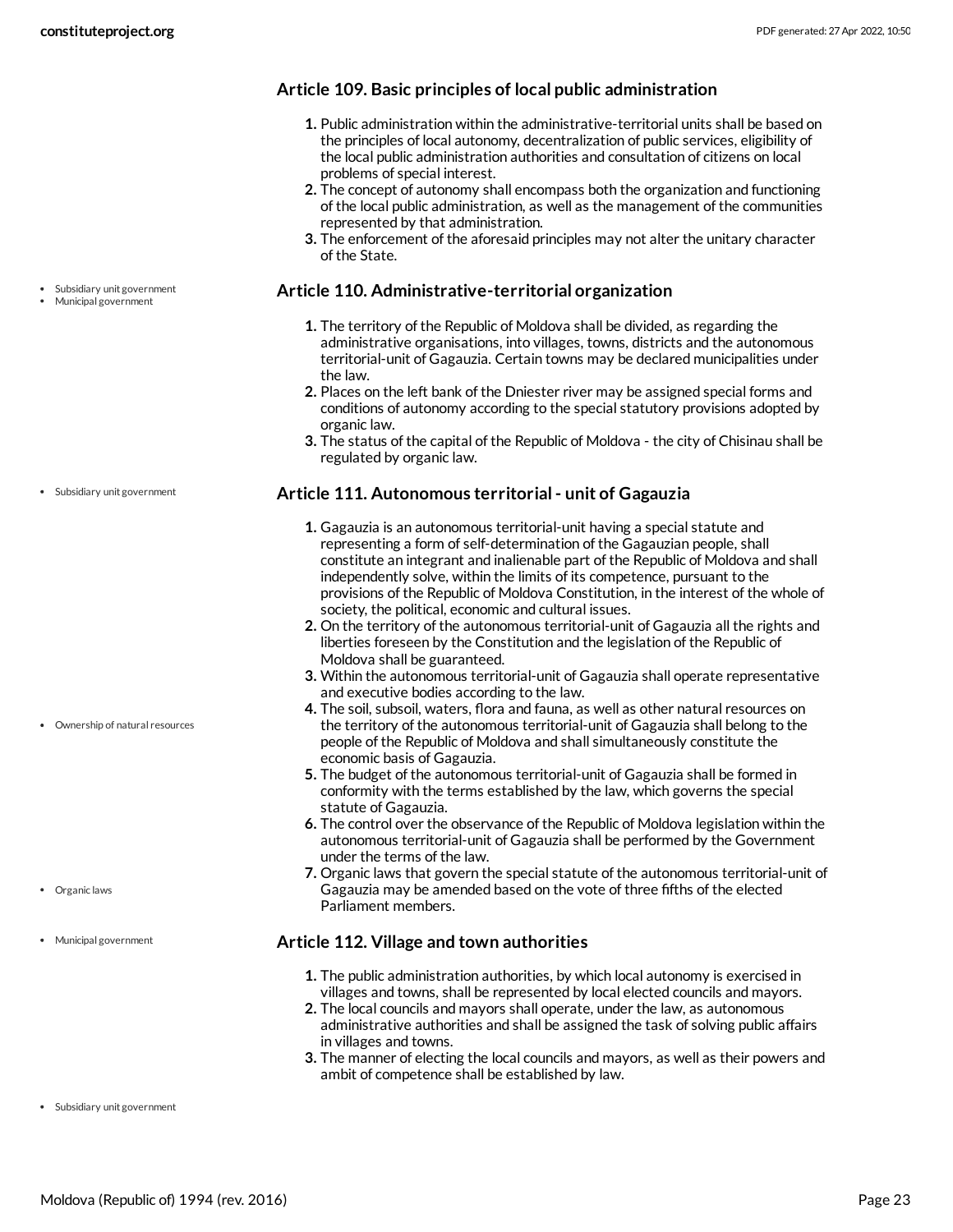### Article 109. Basic principles of local public administration

1. Public administration within the administrative-territorial units shall be based on the principles of local autonomy, decentralization of public services, eligibility of the local public administration authorities and consultation of citizens on local problems of special interest.
2. The concept of autonomy shall encompass both the organization and functioning of the local public administration, as well as the management of the communities represented by that administration.
3. The enforcement of the aforesaid principles may not alter the unitary character of the State.

- Subsidiary unit government
- Municipal government

### Article 110. Administrative-territorial organization

1. The territory of the Republic of Moldova shall be divided, as regarding the administrative organisations, into villages, towns, districts and the autonomous territorial-unit of Gagauzia. Certain towns may be declared municipalities under the law.
2. Places on the left bank of the Dniester river may be assigned special forms and conditions of autonomy according to the special statutory provisions adopted by organic law.
3. The status of the capital of the Republic of Moldova - the city of Chisinau shall be regulated by organic law.

- Subsidiary unit government

### Article 111. Autonomous territorial - unit of Gagauzia

1. Gagauzia is an autonomous territorial-unit having a special statute and representing a form of self-determination of the Gagauzian people, shall constitute an integrant and inalienable part of the Republic of Moldova and shall independently solve, within the limits of its competence, pursuant to the provisions of the Republic of Moldova Constitution, in the interest of the whole of society, the political, economic and cultural issues.
2. On the territory of the autonomous territorial-unit of Gagauzia all the rights and liberties foreseen by the Constitution and the legislation of the Republic of Moldova shall be guaranteed.
3. Within the autonomous territorial-unit of Gagauzia shall operate representative and executive bodies according to the law.
4. The soil, subsoil, waters, flora and fauna, as well as other natural resources on the territory of the autonomous territorial-unit of Gagauzia shall belong to the people of the Republic of Moldova and shall simultaneously constitute the economic basis of Gagauzia.
5. The budget of the autonomous territorial-unit of Gagauzia shall be formed in conformity with the terms established by the law, which governs the special statute of Gagauzia.
6. The control over the observance of the Republic of Moldova legislation within the autonomous territorial-unit of Gagauzia shall be performed by the Government under the terms of the law.
7. Organic laws that govern the special statute of the autonomous territorial-unit of Gagauzia may be amended based on the vote of three fifths of the elected Parliament members.

- Ownership of natural resources
- Organic laws
- Municipal government

### Article 112. Village and town authorities

1. The public administration authorities, by which local autonomy is exercised in villages and towns, shall be represented by local elected councils and mayors.
2. The local councils and mayors shall operate, under the law, as autonomous administrative authorities and shall be assigned the task of solving public affairs in villages and towns.
3. The manner of electing the local councils and mayors, as well as their powers and ambit of competence shall be established by law.

- Subsidiary unit government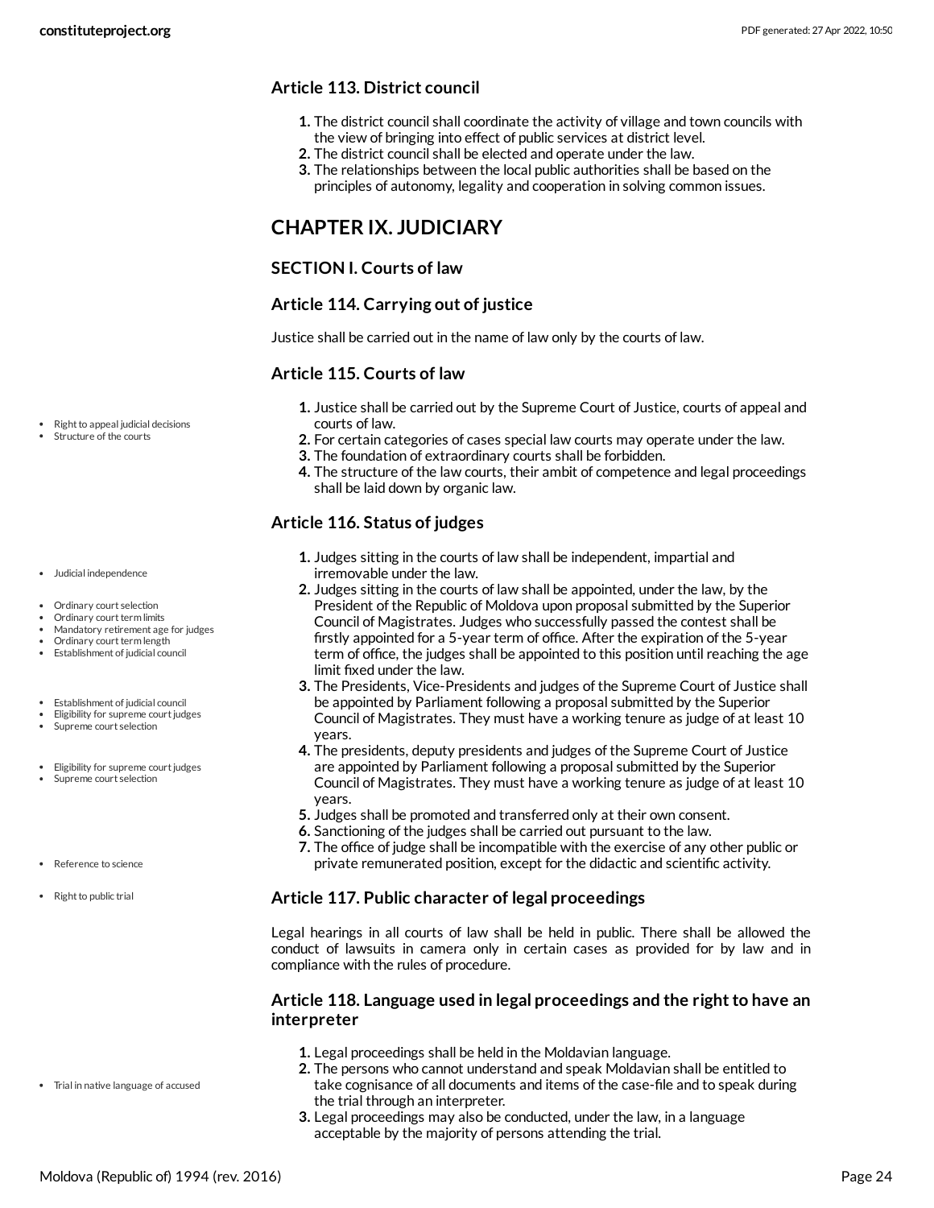### Article 113. District council

1. The district council shall coordinate the activity of village and town councils with the view of bringing into effect of public services at district level.
2. The district council shall be elected and operate under the law.
3. The relationships between the local public authorities shall be based on the principles of autonomy, legality and cooperation in solving common issues.

## CHAPTER IX. JUDICIARY

### SECTION I. Courts of law

### Article 114. Carrying out of justice

Justice shall be carried out in the name of law only by the courts of law.

### Article 115. Courts of law

- Right to appeal judicial decisions
- Structure of the courts

1. Justice shall be carried out by the Supreme Court of Justice, courts of appeal and courts of law.
2. For certain categories of cases special law courts may operate under the law.
3. The foundation of extraordinary courts shall be forbidden.
4. The structure of the law courts, their ambit of competence and legal proceedings shall be laid down by organic law.

### Article 116. Status of judges

- Judicial independence
- Ordinary court selection
- Ordinary court term limits
- Mandatory retirement age for judges
- Ordinary court term length
- Establishment of judicial council
- Establishment of judicial council
- Eligibility for supreme court judges
- Supreme court selection
- Eligibility for supreme court judges
- Supreme court selection
- Reference to science

1. Judges sitting in the courts of law shall be independent, impartial and irremovable under the law.
2. Judges sitting in the courts of law shall be appointed, under the law, by the President of the Republic of Moldova upon proposal submitted by the Superior Council of Magistrates. Judges who successfully passed the contest shall be firstly appointed for a 5-year term of office. After the expiration of the 5-year term of office, the judges shall be appointed to this position until reaching the age limit fixed under the law.
3. The Presidents, Vice-Presidents and judges of the Supreme Court of Justice shall be appointed by Parliament following a proposal submitted by the Superior Council of Magistrates. They must have a working tenure as judge of at least 10 years.
4. The presidents, deputy presidents and judges of the Supreme Court of Justice are appointed by Parliament following a proposal submitted by the Superior Council of Magistrates. They must have a working tenure as judge of at least 10 years.
5. Judges shall be promoted and transferred only at their own consent.
6. Sanctioning of the judges shall be carried out pursuant to the law.
7. The office of judge shall be incompatible with the exercise of any other public or private remunerated position, except for the didactic and scientific activity.

### Article 117. Public character of legal proceedings

- Right to public trial

Legal hearings in all courts of law shall be held in public. There shall be allowed the conduct of lawsuits in camera only in certain cases as provided for by law and in compliance with the rules of procedure.

### Article 118. Language used in legal proceedings and the right to have an interpreter

- Trial in native language of accused

1. Legal proceedings shall be held in the Moldavian language.
2. The persons who cannot understand and speak Moldavian shall be entitled to take cognisance of all documents and items of the case-file and to speak during the trial through an interpreter.
3. Legal proceedings may also be conducted, under the law, in a language acceptable by the majority of persons attending the trial.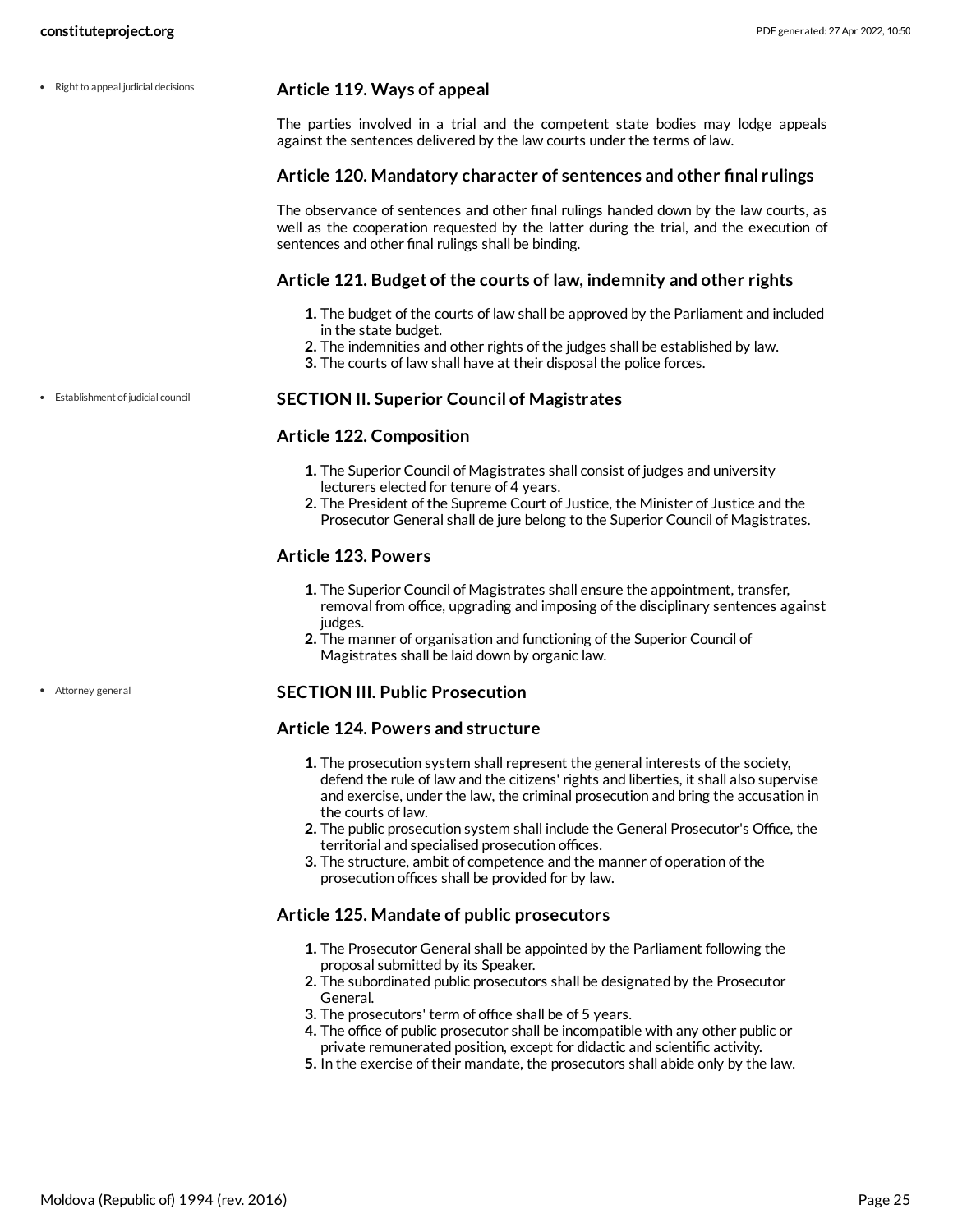- Right to appeal judicial decisions

### Article 119. Ways of appeal

The parties involved in a trial and the competent state bodies may lodge appeals against the sentences delivered by the law courts under the terms of law.

### Article 120. Mandatory character of sentences and other final rulings

The observance of sentences and other final rulings handed down by the law courts, as well as the cooperation requested by the latter during the trial, and the execution of sentences and other final rulings shall be binding.

### Article 121. Budget of the courts of law, indemnity and other rights

1. The budget of the courts of law shall be approved by the Parliament and included in the state budget.
2. The indemnities and other rights of the judges shall be established by law.
3. The courts of law shall have at their disposal the police forces.

- Establishment of judicial council

### SECTION II. Superior Council of Magistrates

### Article 122. Composition

1. The Superior Council of Magistrates shall consist of judges and university lecturers elected for tenure of 4 years.
2. The President of the Supreme Court of Justice, the Minister of Justice and the Prosecutor General shall de jure belong to the Superior Council of Magistrates.

### Article 123. Powers

1. The Superior Council of Magistrates shall ensure the appointment, transfer, removal from office, upgrading and imposing of the disciplinary sentences against judges.
2. The manner of organisation and functioning of the Superior Council of Magistrates shall be laid down by organic law.

- Attorney general

### SECTION III. Public Prosecution

### Article 124. Powers and structure

1. The prosecution system shall represent the general interests of the society, defend the rule of law and the citizens' rights and liberties, it shall also supervise and exercise, under the law, the criminal prosecution and bring the accusation in the courts of law.
2. The public prosecution system shall include the General Prosecutor's Office, the territorial and specialised prosecution offices.
3. The structure, ambit of competence and the manner of operation of the prosecution offices shall be provided for by law.

### Article 125. Mandate of public prosecutors

1. The Prosecutor General shall be appointed by the Parliament following the proposal submitted by its Speaker.
2. The subordinated public prosecutors shall be designated by the Prosecutor General.
3. The prosecutors' term of office shall be of 5 years.
4. The office of public prosecutor shall be incompatible with any other public or private remunerated position, except for didactic and scientific activity.
5. In the exercise of their mandate, the prosecutors shall abide only by the law.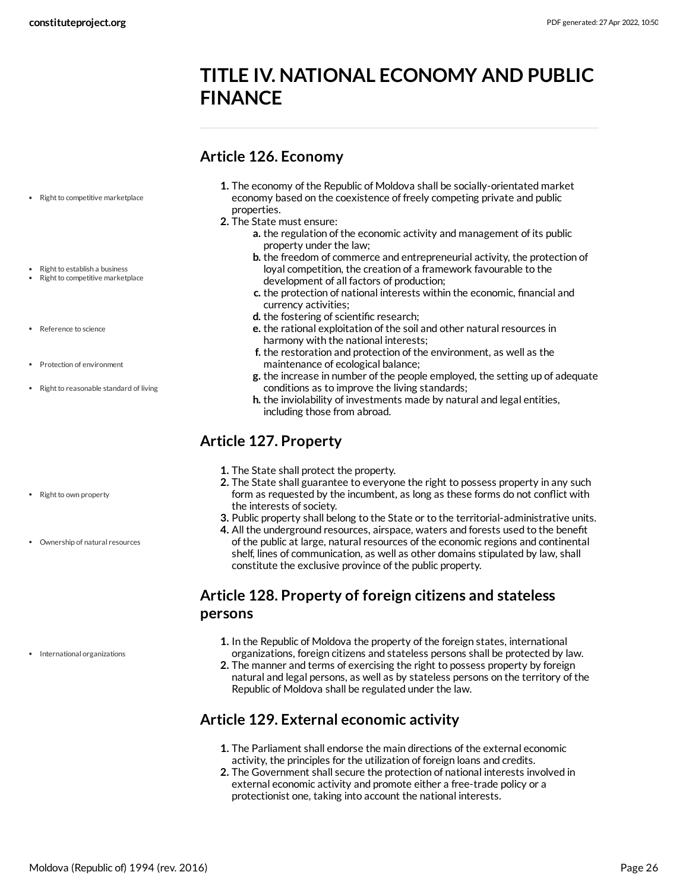# TITLE IV. NATIONAL ECONOMY AND PUBLIC FINANCE

## Article 126. Economy

- Right to competitive marketplace
- Right to establish a business
- Right to competitive marketplace
- Reference to science
- Protection of environment
- Right to reasonable standard of living

1. The economy of the Republic of Moldova shall be socially-orientated market economy based on the coexistence of freely competing private and public properties.
2. The State must ensure:
   a. the regulation of the economic activity and management of its public property under the law;
   b. the freedom of commerce and entrepreneurial activity, the protection of loyal competition, the creation of a framework favourable to the development of all factors of production;
   c. the protection of national interests within the economic, financial and currency activities;
   d. the fostering of scientific research;
   e. the rational exploitation of the soil and other natural resources in harmony with the national interests;
   f. the restoration and protection of the environment, as well as the maintenance of ecological balance;
   g. the increase in number of the people employed, the setting up of adequate conditions as to improve the living standards;
   h. the inviolability of investments made by natural and legal entities, including those from abroad.

## Article 127. Property

- Right to own property
- Ownership of natural resources

1. The State shall protect the property.
2. The State shall guarantee to everyone the right to possess property in any such form as requested by the incumbent, as long as these forms do not conflict with the interests of society.
3. Public property shall belong to the State or to the territorial-administrative units.
4. All the underground resources, airspace, waters and forests used to the benefit of the public at large, natural resources of the economic regions and continental shelf, lines of communication, as well as other domains stipulated by law, shall constitute the exclusive province of the public property.

## Article 128. Property of foreign citizens and stateless persons

- International organizations

1. In the Republic of Moldova the property of the foreign states, international organizations, foreign citizens and stateless persons shall be protected by law.
2. The manner and terms of exercising the right to possess property by foreign natural and legal persons, as well as by stateless persons on the territory of the Republic of Moldova shall be regulated under the law.

## Article 129. External economic activity

1. The Parliament shall endorse the main directions of the external economic activity, the principles for the utilization of foreign loans and credits.
2. The Government shall secure the protection of national interests involved in external economic activity and promote either a free-trade policy or a protectionist one, taking into account the national interests.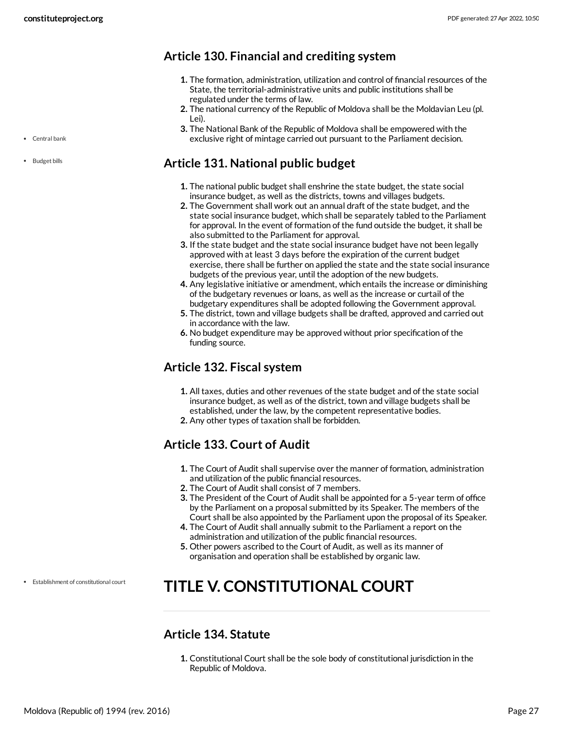## Article 130. Financial and crediting system

1. The formation, administration, utilization and control of financial resources of the State, the territorial-administrative units and public institutions shall be regulated under the terms of law.
2. The national currency of the Republic of Moldova shall be the Moldavian Leu (pl. Lei).
3. The National Bank of the Republic of Moldova shall be empowered with the exclusive right of mintage carried out pursuant to the Parliament decision.

## Article 131. National public budget

1. The national public budget shall enshrine the state budget, the state social insurance budget, as well as the districts, towns and villages budgets.
2. The Government shall work out an annual draft of the state budget, and the state social insurance budget, which shall be separately tabled to the Parliament for approval. In the event of formation of the fund outside the budget, it shall be also submitted to the Parliament for approval.
3. If the state budget and the state social insurance budget have not been legally approved with at least 3 days before the expiration of the current budget exercise, there shall be further on applied the state and the state social insurance budgets of the previous year, until the adoption of the new budgets.
4. Any legislative initiative or amendment, which entails the increase or diminishing of the budgetary revenues or loans, as well as the increase or curtail of the budgetary expenditures shall be adopted following the Government approval.
5. The district, town and village budgets shall be drafted, approved and carried out in accordance with the law.
6. No budget expenditure may be approved without prior specification of the funding source.

## Article 132. Fiscal system

1. All taxes, duties and other revenues of the state budget and of the state social insurance budget, as well as of the district, town and village budgets shall be established, under the law, by the competent representative bodies.
2. Any other types of taxation shall be forbidden.

## Article 133. Court of Audit

1. The Court of Audit shall supervise over the manner of formation, administration and utilization of the public financial resources.
2. The Court of Audit shall consist of 7 members.
3. The President of the Court of Audit shall be appointed for a 5-year term of office by the Parliament on a proposal submitted by its Speaker. The members of the Court shall be also appointed by the Parliament upon the proposal of its Speaker.
4. The Court of Audit shall annually submit to the Parliament a report on the administration and utilization of the public financial resources.
5. Other powers ascribed to the Court of Audit, as well as its manner of organisation and operation shall be established by organic law.

# TITLE V. CONSTITUTIONAL COURT

## Article 134. Statute

1. Constitutional Court shall be the sole body of constitutional jurisdiction in the Republic of Moldova.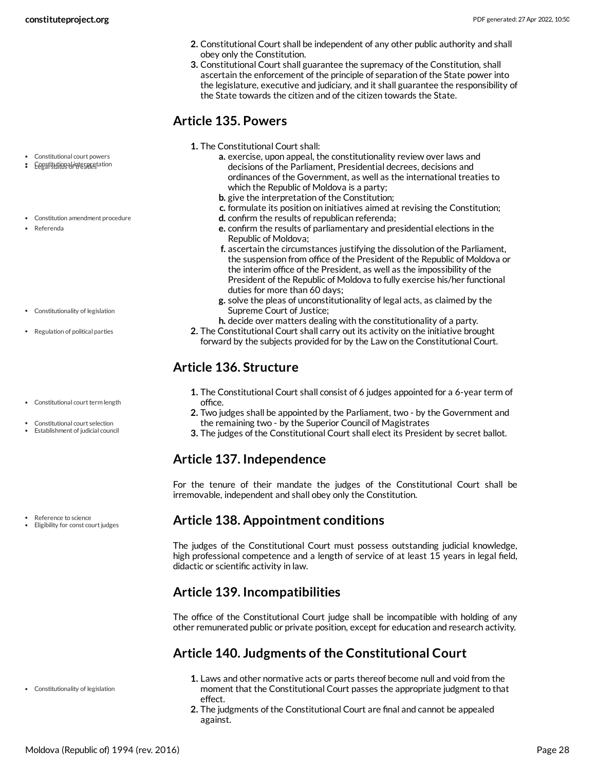2. Constitutional Court shall be independent of any other public authority and shall obey only the Constitution.
3. Constitutional Court shall guarantee the supremacy of the Constitution, shall ascertain the enforcement of the principle of separation of the State power into the legislature, executive and judiciary, and it shall guarantee the responsibility of the State towards the citizen and of the citizen towards the State.

## Article 135. Powers

1. The Constitutional Court shall:
    a. exercise, upon appeal, the constitutionality review over laws and decisions of the Parliament, Presidential decrees, decisions and ordinances of the Government, as well as the international treaties to which the Republic of Moldova is a party;
    b. give the interpretation of the Constitution;
    c. formulate its position on initiatives aimed at revising the Constitution;
    d. confirm the results of republican referenda;
    e. confirm the results of parliamentary and presidential elections in the Republic of Moldova;
    f. ascertain the circumstances justifying the dissolution of the Parliament, the suspension from office of the President of the Republic of Moldova or the interim office of the President, as well as the impossibility of the President of the Republic of Moldova to fully exercise his/her functional duties for more than 60 days;
    g. solve the pleas of unconstitutionality of legal acts, as claimed by the Supreme Court of Justice;
    h. decide over matters dealing with the constitutionality of a party.
2. The Constitutional Court shall carry out its activity on the initiative brought forward by the subjects provided for by the Law on the Constitutional Court.

## Article 136. Structure

1. The Constitutional Court shall consist of 6 judges appointed for a 6-year term of office.
2. Two judges shall be appointed by the Parliament, two - by the Government and the remaining two - by the Superior Council of Magistrates
3. The judges of the Constitutional Court shall elect its President by secret ballot.

## Article 137. Independence

For the tenure of their mandate the judges of the Constitutional Court shall be irremovable, independent and shall obey only the Constitution.

## Article 138. Appointment conditions

The judges of the Constitutional Court must possess outstanding judicial knowledge, high professional competence and a length of service of at least 15 years in legal field, didactic or scientific activity in law.

## Article 139. Incompatibilities

The office of the Constitutional Court judge shall be incompatible with holding of any other remunerated public or private position, except for education and research activity.

## Article 140. Judgments of the Constitutional Court

1. Laws and other normative acts or parts thereof become null and void from the moment that the Constitutional Court passes the appropriate judgment to that effect.
2. The judgments of the Constitutional Court are final and cannot be appealed against.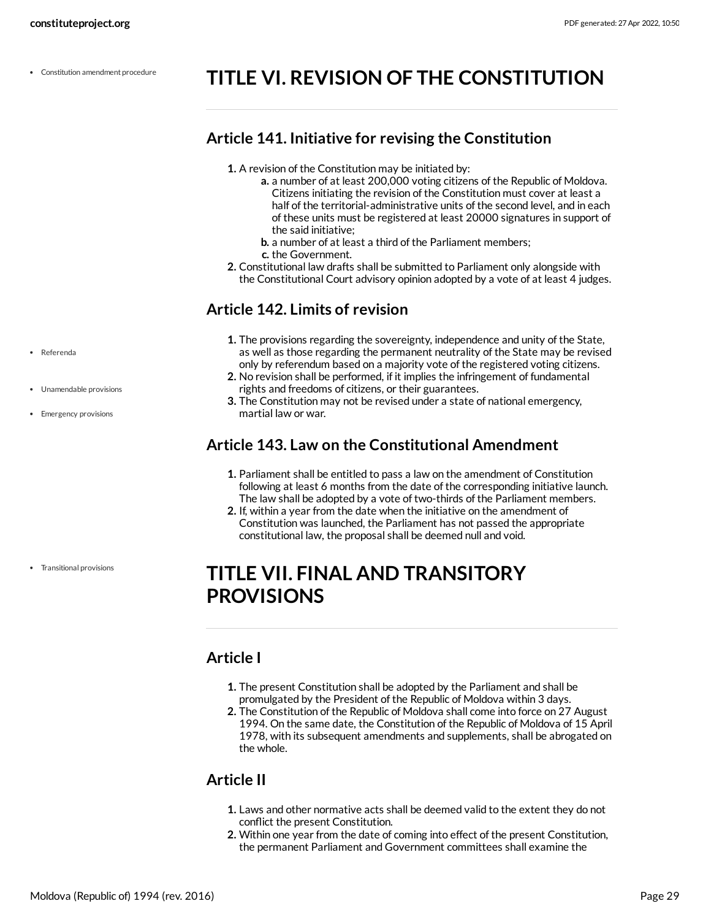# TITLE VI. REVISION OF THE CONSTITUTION

## Article 141. Initiative for revising the Constitution

1. A revision of the Constitution may be initiated by:
   a. a number of at least 200,000 voting citizens of the Republic of Moldova. Citizens initiating the revision of the Constitution must cover at least a half of the territorial-administrative units of the second level, and in each of these units must be registered at least 20000 signatures in support of the said initiative;
   b. a number of at least a third of the Parliament members;
   c. the Government.
2. Constitutional law drafts shall be submitted to Parliament only alongside with the Constitutional Court advisory opinion adopted by a vote of at least 4 judges.

## Article 142. Limits of revision

1. The provisions regarding the sovereignty, independence and unity of the State, as well as those regarding the permanent neutrality of the State may be revised only by referendum based on a majority vote of the registered voting citizens.
2. No revision shall be performed, if it implies the infringement of fundamental rights and freedoms of citizens, or their guarantees.
3. The Constitution may not be revised under a state of national emergency, martial law or war.

## Article 143. Law on the Constitutional Amendment

1. Parliament shall be entitled to pass a law on the amendment of Constitution following at least 6 months from the date of the corresponding initiative launch. The law shall be adopted by a vote of two-thirds of the Parliament members.
2. If, within a year from the date when the initiative on the amendment of Constitution was launched, the Parliament has not passed the appropriate constitutional law, the proposal shall be deemed null and void.

# TITLE VII. FINAL AND TRANSITORY PROVISIONS

## Article I

1. The present Constitution shall be adopted by the Parliament and shall be promulgated by the President of the Republic of Moldova within 3 days.
2. The Constitution of the Republic of Moldova shall come into force on 27 August 1994. On the same date, the Constitution of the Republic of Moldova of 15 April 1978, with its subsequent amendments and supplements, shall be abrogated on the whole.

## Article II

1. Laws and other normative acts shall be deemed valid to the extent they do not conflict the present Constitution.
2. Within one year from the date of coming into effect of the present Constitution, the permanent Parliament and Government committees shall examine the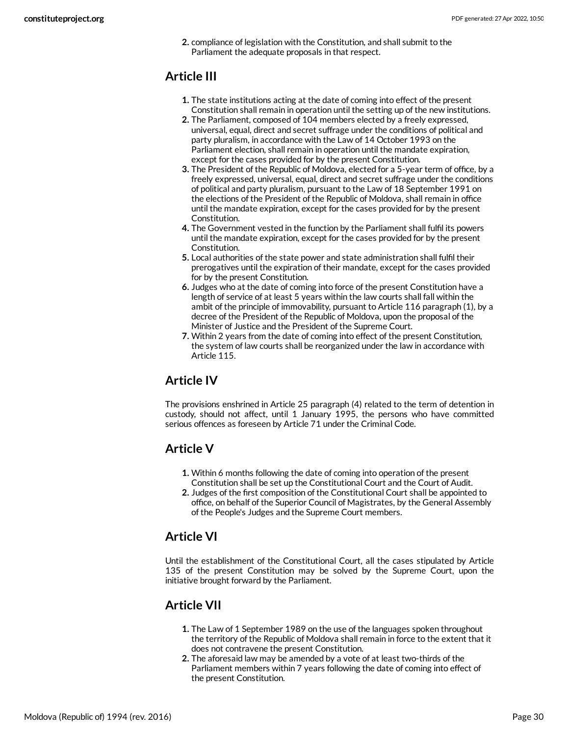2. compliance of legislation with the Constitution, and shall submit to the Parliament the adequate proposals in that respect.

## Article III

1. The state institutions acting at the date of coming into effect of the present Constitution shall remain in operation until the setting up of the new institutions.
2. The Parliament, composed of 104 members elected by a freely expressed, universal, equal, direct and secret suffrage under the conditions of political and party pluralism, in accordance with the Law of 14 October 1993 on the Parliament election, shall remain in operation until the mandate expiration, except for the cases provided for by the present Constitution.
3. The President of the Republic of Moldova, elected for a 5-year term of office, by a freely expressed, universal, equal, direct and secret suffrage under the conditions of political and party pluralism, pursuant to the Law of 18 September 1991 on the elections of the President of the Republic of Moldova, shall remain in office until the mandate expiration, except for the cases provided for by the present Constitution.
4. The Government vested in the function by the Parliament shall fulfil its powers until the mandate expiration, except for the cases provided for by the present Constitution.
5. Local authorities of the state power and state administration shall fulfil their prerogatives until the expiration of their mandate, except for the cases provided for by the present Constitution.
6. Judges who at the date of coming into force of the present Constitution have a length of service of at least 5 years within the law courts shall fall within the ambit of the principle of immovability, pursuant to Article 116 paragraph (1), by a decree of the President of the Republic of Moldova, upon the proposal of the Minister of Justice and the President of the Supreme Court.
7. Within 2 years from the date of coming into effect of the present Constitution, the system of law courts shall be reorganized under the law in accordance with Article 115.

## Article IV

The provisions enshrined in Article 25 paragraph (4) related to the term of detention in custody, should not affect, until 1 January 1995, the persons who have committed serious offences as foreseen by Article 71 under the Criminal Code.

## Article V

1. Within 6 months following the date of coming into operation of the present Constitution shall be set up the Constitutional Court and the Court of Audit.
2. Judges of the first composition of the Constitutional Court shall be appointed to office, on behalf of the Superior Council of Magistrates, by the General Assembly of the People's Judges and the Supreme Court members.

## Article VI

Until the establishment of the Constitutional Court, all the cases stipulated by Article 135 of the present Constitution may be solved by the Supreme Court, upon the initiative brought forward by the Parliament.

## Article VII

1. The Law of 1 September 1989 on the use of the languages spoken throughout the territory of the Republic of Moldova shall remain in force to the extent that it does not contravene the present Constitution.
2. The aforesaid law may be amended by a vote of at least two-thirds of the Parliament members within 7 years following the date of coming into effect of the present Constitution.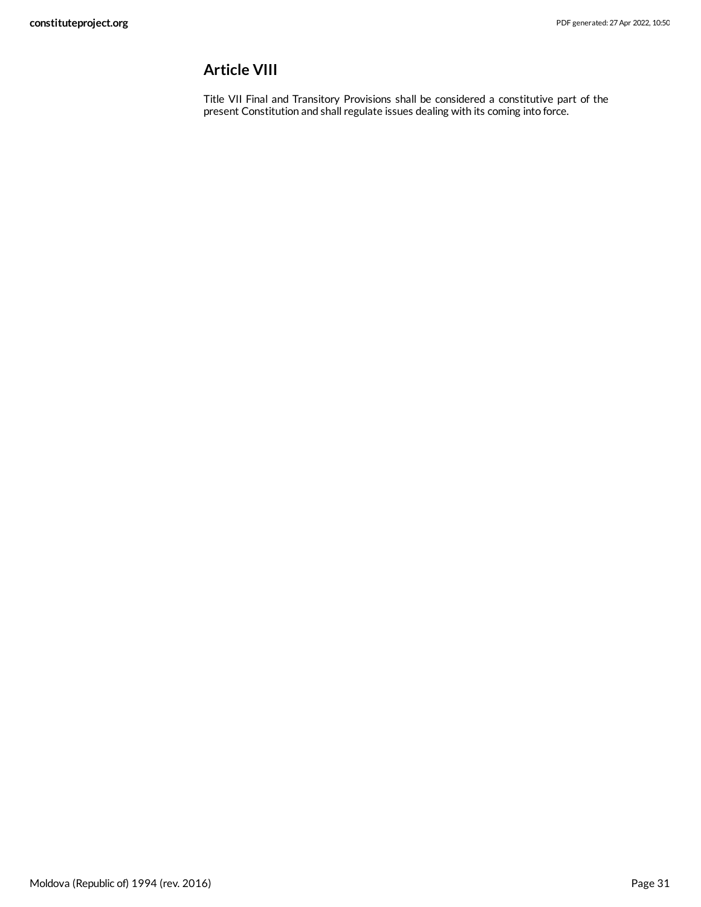## Article VIII

Title VII Final and Transitory Provisions shall be considered a constitutive part of the present Constitution and shall regulate issues dealing with its coming into force.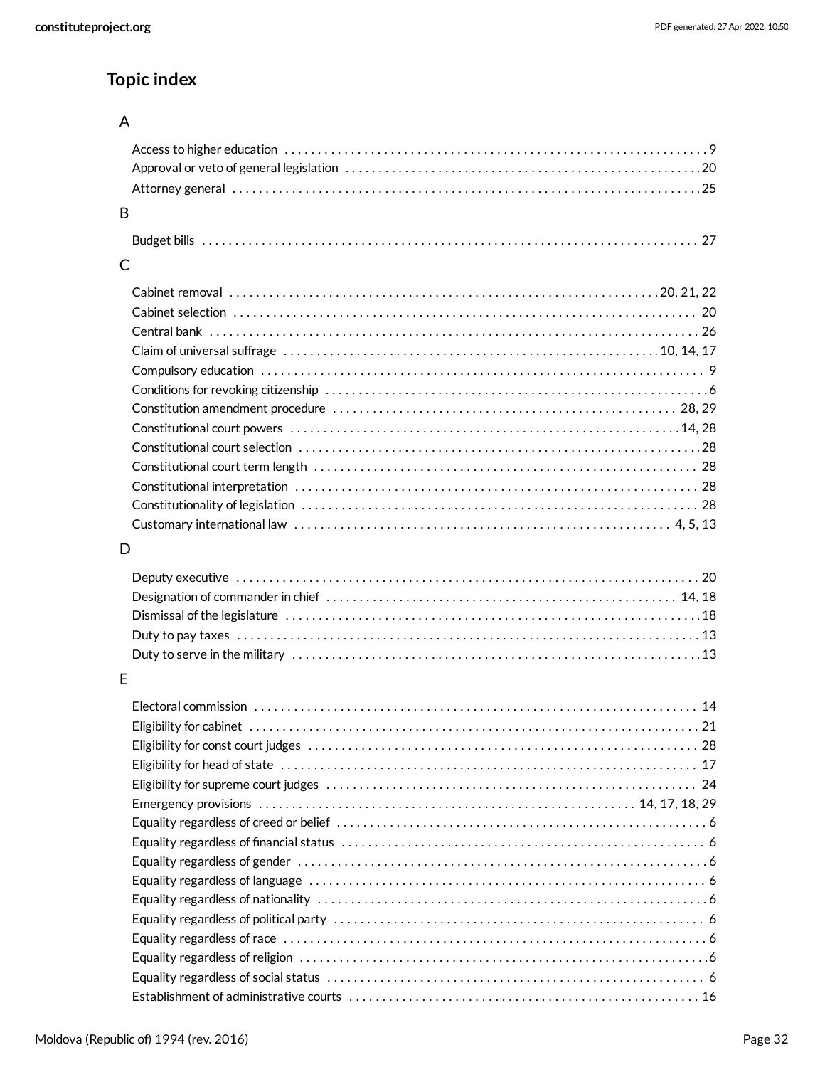## Topic index

### A

- Access to higher education . . . 9
- Approval or veto of general legislation . . . 20
- Attorney general . . . 25

### B

- Budget bills . . . 27

### C

- Cabinet removal . . . 20, 21, 22
- Cabinet selection . . . 20
- Central bank . . . 26
- Claim of universal suffrage . . . 10, 14, 17
- Compulsory education . . . 9
- Conditions for revoking citizenship . . . 6
- Constitution amendment procedure . . . 28, 29
- Constitutional court powers . . . 14, 28
- Constitutional court selection . . . 28
- Constitutional court term length . . . 28
- Constitutional interpretation . . . 28
- Constitutionality of legislation . . . 28
- Customary international law . . . 4, 5, 13

### D

- Deputy executive . . . 20
- Designation of commander in chief . . . 14, 18
- Dismissal of the legislature . . . 18
- Duty to pay taxes . . . 13
- Duty to serve in the military . . . 13

### E

- Electoral commission . . . 14
- Eligibility for cabinet . . . 21
- Eligibility for const court judges . . . 28
- Eligibility for head of state . . . 17
- Eligibility for supreme court judges . . . 24
- Emergency provisions . . . 14, 17, 18, 29
- Equality regardless of creed or belief . . . 6
- Equality regardless of financial status . . . 6
- Equality regardless of gender . . . 6
- Equality regardless of language . . . 6
- Equality regardless of nationality . . . 6
- Equality regardless of political party . . . 6
- Equality regardless of race . . . 6
- Equality regardless of religion . . . 6
- Equality regardless of social status . . . 6
- Establishment of administrative courts . . . 16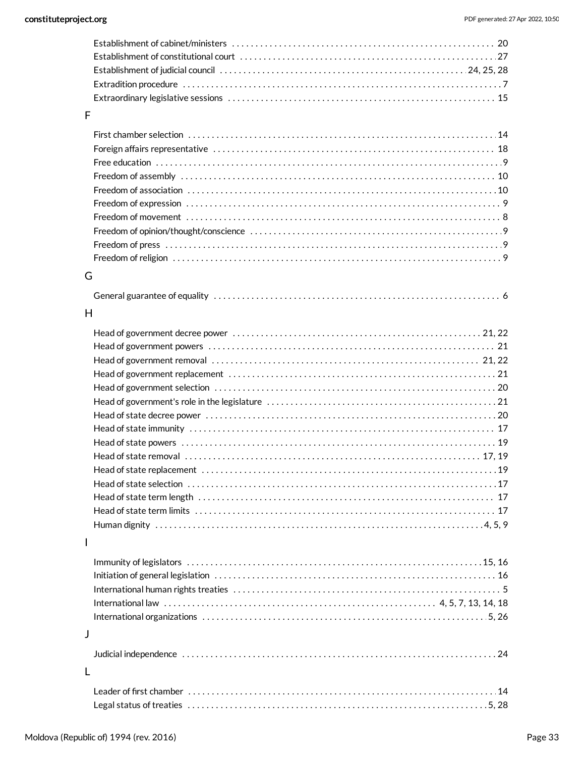Establishment of cabinet/ministers . . . . . . . . . . . . . . . . . . . . . . . . . . . . . . . . . . . . . . . . . . . . . . . . . . . . . 20
Establishment of constitutional court . . . . . . . . . . . . . . . . . . . . . . . . . . . . . . . . . . . . . . . . . . . . . . . . . . . . . 27
Establishment of judicial council . . . . . . . . . . . . . . . . . . . . . . . . . . . . . . . . . . . . . . . . . . . . . . . . . . . . 24, 25, 28
Extradition procedure . . . . . . . . . . . . . . . . . . . . . . . . . . . . . . . . . . . . . . . . . . . . . . . . . . . . . . . . . . . . . . . . . 7
Extraordinary legislative sessions . . . . . . . . . . . . . . . . . . . . . . . . . . . . . . . . . . . . . . . . . . . . . . . . . . . . . . . 15

## F

First chamber selection . . . . . . . . . . . . . . . . . . . . . . . . . . . . . . . . . . . . . . . . . . . . . . . . . . . . . . . . . . . . . . . 14
Foreign affairs representative . . . . . . . . . . . . . . . . . . . . . . . . . . . . . . . . . . . . . . . . . . . . . . . . . . . . . . . . . . 18
Free education . . . . . . . . . . . . . . . . . . . . . . . . . . . . . . . . . . . . . . . . . . . . . . . . . . . . . . . . . . . . . . . . . . . . . . 9
Freedom of assembly . . . . . . . . . . . . . . . . . . . . . . . . . . . . . . . . . . . . . . . . . . . . . . . . . . . . . . . . . . . . . . . . 10
Freedom of association . . . . . . . . . . . . . . . . . . . . . . . . . . . . . . . . . . . . . . . . . . . . . . . . . . . . . . . . . . . . . . . 10
Freedom of expression . . . . . . . . . . . . . . . . . . . . . . . . . . . . . . . . . . . . . . . . . . . . . . . . . . . . . . . . . . . . . . . . 9
Freedom of movement . . . . . . . . . . . . . . . . . . . . . . . . . . . . . . . . . . . . . . . . . . . . . . . . . . . . . . . . . . . . . . . . 8
Freedom of opinion/thought/conscience . . . . . . . . . . . . . . . . . . . . . . . . . . . . . . . . . . . . . . . . . . . . . . . . . . . 9
Freedom of press . . . . . . . . . . . . . . . . . . . . . . . . . . . . . . . . . . . . . . . . . . . . . . . . . . . . . . . . . . . . . . . . . . . . 9
Freedom of religion . . . . . . . . . . . . . . . . . . . . . . . . . . . . . . . . . . . . . . . . . . . . . . . . . . . . . . . . . . . . . . . . . . 9

## G

General guarantee of equality . . . . . . . . . . . . . . . . . . . . . . . . . . . . . . . . . . . . . . . . . . . . . . . . . . . . . . . . . . 6

## H

Head of government decree power . . . . . . . . . . . . . . . . . . . . . . . . . . . . . . . . . . . . . . . . . . . . . . . . . . . . 21, 22
Head of government powers . . . . . . . . . . . . . . . . . . . . . . . . . . . . . . . . . . . . . . . . . . . . . . . . . . . . . . . . . . . 21
Head of government removal . . . . . . . . . . . . . . . . . . . . . . . . . . . . . . . . . . . . . . . . . . . . . . . . . . . . . . . . 21, 22
Head of government replacement . . . . . . . . . . . . . . . . . . . . . . . . . . . . . . . . . . . . . . . . . . . . . . . . . . . . . . . 21
Head of government selection . . . . . . . . . . . . . . . . . . . . . . . . . . . . . . . . . . . . . . . . . . . . . . . . . . . . . . . . . . 20
Head of government's role in the legislature . . . . . . . . . . . . . . . . . . . . . . . . . . . . . . . . . . . . . . . . . . . . . . . 21
Head of state decree power . . . . . . . . . . . . . . . . . . . . . . . . . . . . . . . . . . . . . . . . . . . . . . . . . . . . . . . . . . . . 20
Head of state immunity . . . . . . . . . . . . . . . . . . . . . . . . . . . . . . . . . . . . . . . . . . . . . . . . . . . . . . . . . . . . . . . 17
Head of state powers . . . . . . . . . . . . . . . . . . . . . . . . . . . . . . . . . . . . . . . . . . . . . . . . . . . . . . . . . . . . . . . . . 19
Head of state removal . . . . . . . . . . . . . . . . . . . . . . . . . . . . . . . . . . . . . . . . . . . . . . . . . . . . . . . . . . . . . . 17, 19
Head of state replacement . . . . . . . . . . . . . . . . . . . . . . . . . . . . . . . . . . . . . . . . . . . . . . . . . . . . . . . . . . . . . 19
Head of state selection . . . . . . . . . . . . . . . . . . . . . . . . . . . . . . . . . . . . . . . . . . . . . . . . . . . . . . . . . . . . . . . . 17
Head of state term length . . . . . . . . . . . . . . . . . . . . . . . . . . . . . . . . . . . . . . . . . . . . . . . . . . . . . . . . . . . . . 17
Head of state term limits . . . . . . . . . . . . . . . . . . . . . . . . . . . . . . . . . . . . . . . . . . . . . . . . . . . . . . . . . . . . . . 17
Human dignity . . . . . . . . . . . . . . . . . . . . . . . . . . . . . . . . . . . . . . . . . . . . . . . . . . . . . . . . . . . . . . . . . . . . 4, 5, 9

## I

Immunity of legislators . . . . . . . . . . . . . . . . . . . . . . . . . . . . . . . . . . . . . . . . . . . . . . . . . . . . . . . . . . . . . 15, 16
Initiation of general legislation . . . . . . . . . . . . . . . . . . . . . . . . . . . . . . . . . . . . . . . . . . . . . . . . . . . . . . . . . . 16
International human rights treaties . . . . . . . . . . . . . . . . . . . . . . . . . . . . . . . . . . . . . . . . . . . . . . . . . . . . . . . 5
International law . . . . . . . . . . . . . . . . . . . . . . . . . . . . . . . . . . . . . . . . . . . . . . . . . . . . . . . . . 4, 5, 7, 13, 14, 18
International organizations . . . . . . . . . . . . . . . . . . . . . . . . . . . . . . . . . . . . . . . . . . . . . . . . . . . . . . . . . . . 5, 26

## J

Judicial independence . . . . . . . . . . . . . . . . . . . . . . . . . . . . . . . . . . . . . . . . . . . . . . . . . . . . . . . . . . . . . . . . 24

## L

Leader of first chamber . . . . . . . . . . . . . . . . . . . . . . . . . . . . . . . . . . . . . . . . . . . . . . . . . . . . . . . . . . . . . . . 14
Legal status of treaties . . . . . . . . . . . . . . . . . . . . . . . . . . . . . . . . . . . . . . . . . . . . . . . . . . . . . . . . . . . . . . 5, 28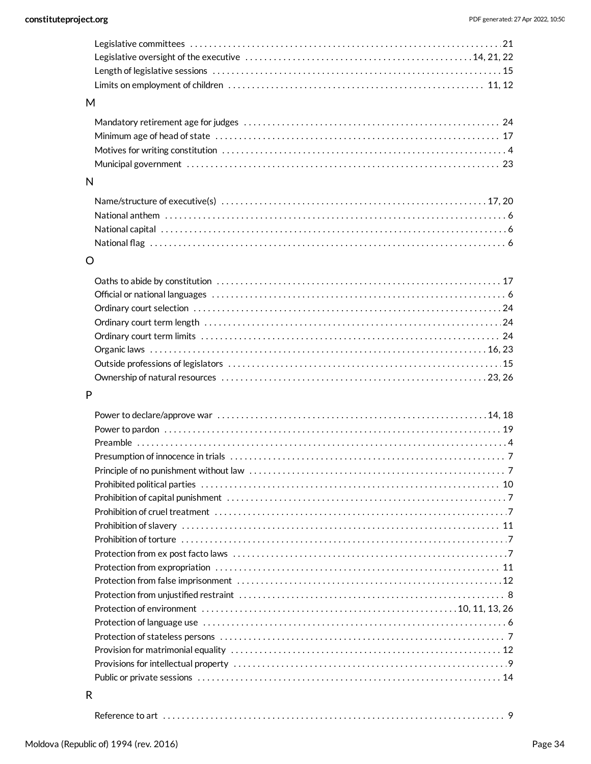Legislative committees . . . . . . . . . . . . . . . . . . . . . . . . . . . . . . . . . . . . . . . . . . . . . . . . . . . . . . . . . . . . . . . . . . 21
Legislative oversight of the executive . . . . . . . . . . . . . . . . . . . . . . . . . . . . . . . . . . . . . . . . . . . . . . . . 14, 21, 22
Length of legislative sessions . . . . . . . . . . . . . . . . . . . . . . . . . . . . . . . . . . . . . . . . . . . . . . . . . . . . . . . . . . 15
Limits on employment of children . . . . . . . . . . . . . . . . . . . . . . . . . . . . . . . . . . . . . . . . . . . . . . . . . . . . 11, 12

## M

Mandatory retirement age for judges . . . . . . . . . . . . . . . . . . . . . . . . . . . . . . . . . . . . . . . . . . . . . . . . . . . . 24
Minimum age of head of state . . . . . . . . . . . . . . . . . . . . . . . . . . . . . . . . . . . . . . . . . . . . . . . . . . . . . . . . . . 17
Motives for writing constitution . . . . . . . . . . . . . . . . . . . . . . . . . . . . . . . . . . . . . . . . . . . . . . . . . . . . . . . . . 4
Municipal government . . . . . . . . . . . . . . . . . . . . . . . . . . . . . . . . . . . . . . . . . . . . . . . . . . . . . . . . . . . . . . . . 23

## N

Name/structure of executive(s) . . . . . . . . . . . . . . . . . . . . . . . . . . . . . . . . . . . . . . . . . . . . . . . . . . . . . 17, 20
National anthem . . . . . . . . . . . . . . . . . . . . . . . . . . . . . . . . . . . . . . . . . . . . . . . . . . . . . . . . . . . . . . . . . . . . . . 6
National capital . . . . . . . . . . . . . . . . . . . . . . . . . . . . . . . . . . . . . . . . . . . . . . . . . . . . . . . . . . . . . . . . . . . . . . 6
National flag . . . . . . . . . . . . . . . . . . . . . . . . . . . . . . . . . . . . . . . . . . . . . . . . . . . . . . . . . . . . . . . . . . . . . . . . 6

## O

Oaths to abide by constitution . . . . . . . . . . . . . . . . . . . . . . . . . . . . . . . . . . . . . . . . . . . . . . . . . . . . . . . . . 17
Official or national languages . . . . . . . . . . . . . . . . . . . . . . . . . . . . . . . . . . . . . . . . . . . . . . . . . . . . . . . . . . . 6
Ordinary court selection . . . . . . . . . . . . . . . . . . . . . . . . . . . . . . . . . . . . . . . . . . . . . . . . . . . . . . . . . . . . . . 24
Ordinary court term length . . . . . . . . . . . . . . . . . . . . . . . . . . . . . . . . . . . . . . . . . . . . . . . . . . . . . . . . . . . . 24
Ordinary court term limits . . . . . . . . . . . . . . . . . . . . . . . . . . . . . . . . . . . . . . . . . . . . . . . . . . . . . . . . . . . . . 24
Organic laws . . . . . . . . . . . . . . . . . . . . . . . . . . . . . . . . . . . . . . . . . . . . . . . . . . . . . . . . . . . . . . . . . . . . 16, 23
Outside professions of legislators . . . . . . . . . . . . . . . . . . . . . . . . . . . . . . . . . . . . . . . . . . . . . . . . . . . . . . . 15
Ownership of natural resources . . . . . . . . . . . . . . . . . . . . . . . . . . . . . . . . . . . . . . . . . . . . . . . . . . . . . . 23, 26

## P

Power to declare/approve war . . . . . . . . . . . . . . . . . . . . . . . . . . . . . . . . . . . . . . . . . . . . . . . . . . . . . . . 14, 18
Power to pardon . . . . . . . . . . . . . . . . . . . . . . . . . . . . . . . . . . . . . . . . . . . . . . . . . . . . . . . . . . . . . . . . . . . . . 19
Preamble . . . . . . . . . . . . . . . . . . . . . . . . . . . . . . . . . . . . . . . . . . . . . . . . . . . . . . . . . . . . . . . . . . . . . . . . . . . 4
Presumption of innocence in trials . . . . . . . . . . . . . . . . . . . . . . . . . . . . . . . . . . . . . . . . . . . . . . . . . . . . . . . 7
Principle of no punishment without law . . . . . . . . . . . . . . . . . . . . . . . . . . . . . . . . . . . . . . . . . . . . . . . . . . . 7
Prohibited political parties . . . . . . . . . . . . . . . . . . . . . . . . . . . . . . . . . . . . . . . . . . . . . . . . . . . . . . . . . . . . . 10
Prohibition of capital punishment . . . . . . . . . . . . . . . . . . . . . . . . . . . . . . . . . . . . . . . . . . . . . . . . . . . . . . . . 7
Prohibition of cruel treatment . . . . . . . . . . . . . . . . . . . . . . . . . . . . . . . . . . . . . . . . . . . . . . . . . . . . . . . . . . . 7
Prohibition of slavery . . . . . . . . . . . . . . . . . . . . . . . . . . . . . . . . . . . . . . . . . . . . . . . . . . . . . . . . . . . . . . . . . 11
Prohibition of torture . . . . . . . . . . . . . . . . . . . . . . . . . . . . . . . . . . . . . . . . . . . . . . . . . . . . . . . . . . . . . . . . . . 7
Protection from ex post facto laws . . . . . . . . . . . . . . . . . . . . . . . . . . . . . . . . . . . . . . . . . . . . . . . . . . . . . . . 7
Protection from expropriation . . . . . . . . . . . . . . . . . . . . . . . . . . . . . . . . . . . . . . . . . . . . . . . . . . . . . . . . . . 11
Protection from false imprisonment . . . . . . . . . . . . . . . . . . . . . . . . . . . . . . . . . . . . . . . . . . . . . . . . . . . . . 12
Protection from unjustified restraint . . . . . . . . . . . . . . . . . . . . . . . . . . . . . . . . . . . . . . . . . . . . . . . . . . . . . . 8
Protection of environment . . . . . . . . . . . . . . . . . . . . . . . . . . . . . . . . . . . . . . . . . . . . . . . . . . . . . 10, 11, 13, 26
Protection of language use . . . . . . . . . . . . . . . . . . . . . . . . . . . . . . . . . . . . . . . . . . . . . . . . . . . . . . . . . . . . . 6
Protection of stateless persons . . . . . . . . . . . . . . . . . . . . . . . . . . . . . . . . . . . . . . . . . . . . . . . . . . . . . . . . . . 7
Provision for matrimonial equality . . . . . . . . . . . . . . . . . . . . . . . . . . . . . . . . . . . . . . . . . . . . . . . . . . . . . . . 12
Provisions for intellectual property . . . . . . . . . . . . . . . . . . . . . . . . . . . . . . . . . . . . . . . . . . . . . . . . . . . . . . . 9
Public or private sessions . . . . . . . . . . . . . . . . . . . . . . . . . . . . . . . . . . . . . . . . . . . . . . . . . . . . . . . . . . . . . . 14

## R

Reference to art . . . . . . . . . . . . . . . . . . . . . . . . . . . . . . . . . . . . . . . . . . . . . . . . . . . . . . . . . . . . . . . . . . . . . 9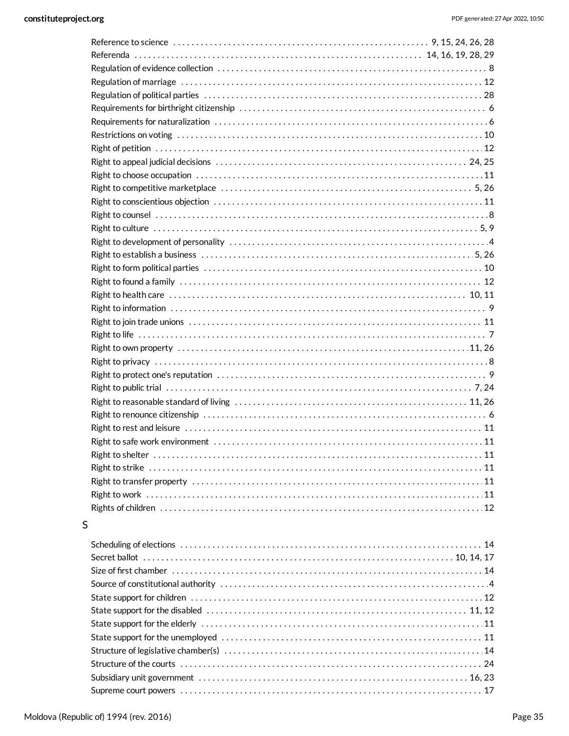Reference to science . . . 9, 15, 24, 26, 28
Referenda . . . 14, 16, 19, 28, 29
Regulation of evidence collection . . . 8
Regulation of marriage . . . 12
Regulation of political parties . . . 28
Requirements for birthright citizenship . . . 6
Requirements for naturalization . . . 6
Restrictions on voting . . . 10
Right of petition . . . 12
Right to appeal judicial decisions . . . 24, 25
Right to choose occupation . . . 11
Right to competitive marketplace . . . 5, 26
Right to conscientious objection . . . 11
Right to counsel . . . 8
Right to culture . . . 5, 9
Right to development of personality . . . 4
Right to establish a business . . . 5, 26
Right to form political parties . . . 10
Right to found a family . . . 12
Right to health care . . . 10, 11
Right to information . . . 9
Right to join trade unions . . . 11
Right to life . . . 7
Right to own property . . . 11, 26
Right to privacy . . . 8
Right to protect one's reputation . . . 9
Right to public trial . . . 7, 24
Right to reasonable standard of living . . . 11, 26
Right to renounce citizenship . . . 6
Right to rest and leisure . . . 11
Right to safe work environment . . . 11
Right to shelter . . . 11
Right to strike . . . 11
Right to transfer property . . . 11
Right to work . . . 11
Rights of children . . . 12

## S

Scheduling of elections . . . 14
Secret ballot . . . 10, 14, 17
Size of first chamber . . . 14
Source of constitutional authority . . . 4
State support for children . . . 12
State support for the disabled . . . 11, 12
State support for the elderly . . . 11
State support for the unemployed . . . 11
Structure of legislative chamber(s) . . . 14
Structure of the courts . . . 24
Subsidiary unit government . . . 16, 23
Supreme court powers . . . 17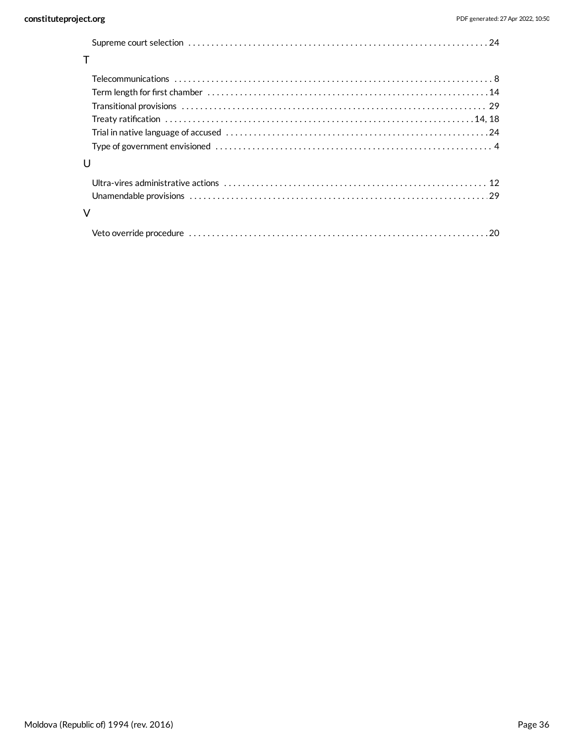Supreme court selection . . . . . . . . . . . . . . . . . . . . . . . . . . . . . . . . . . . . . . . . . . . . . . . . . . . . . . . . . . . . . . . . 24

## T

Telecommunications . . . . . . . . . . . . . . . . . . . . . . . . . . . . . . . . . . . . . . . . . . . . . . . . . . . . . . . . . . . . . . . . . . . . . 8
Term length for first chamber . . . . . . . . . . . . . . . . . . . . . . . . . . . . . . . . . . . . . . . . . . . . . . . . . . . . . . . . . . . . . 14
Transitional provisions . . . . . . . . . . . . . . . . . . . . . . . . . . . . . . . . . . . . . . . . . . . . . . . . . . . . . . . . . . . . . . . . . . 29
Treaty ratification . . . . . . . . . . . . . . . . . . . . . . . . . . . . . . . . . . . . . . . . . . . . . . . . . . . . . . . . . . . . . . . . . . 14, 18
Trial in native language of accused . . . . . . . . . . . . . . . . . . . . . . . . . . . . . . . . . . . . . . . . . . . . . . . . . . . . . . . . 24
Type of government envisioned . . . . . . . . . . . . . . . . . . . . . . . . . . . . . . . . . . . . . . . . . . . . . . . . . . . . . . . . . . . . 4

## U

Ultra-vires administrative actions . . . . . . . . . . . . . . . . . . . . . . . . . . . . . . . . . . . . . . . . . . . . . . . . . . . . . . . . . 12
Unamendable provisions . . . . . . . . . . . . . . . . . . . . . . . . . . . . . . . . . . . . . . . . . . . . . . . . . . . . . . . . . . . . . . . . . 29

## V

Veto override procedure . . . . . . . . . . . . . . . . . . . . . . . . . . . . . . . . . . . . . . . . . . . . . . . . . . . . . . . . . . . . . . . . . 20